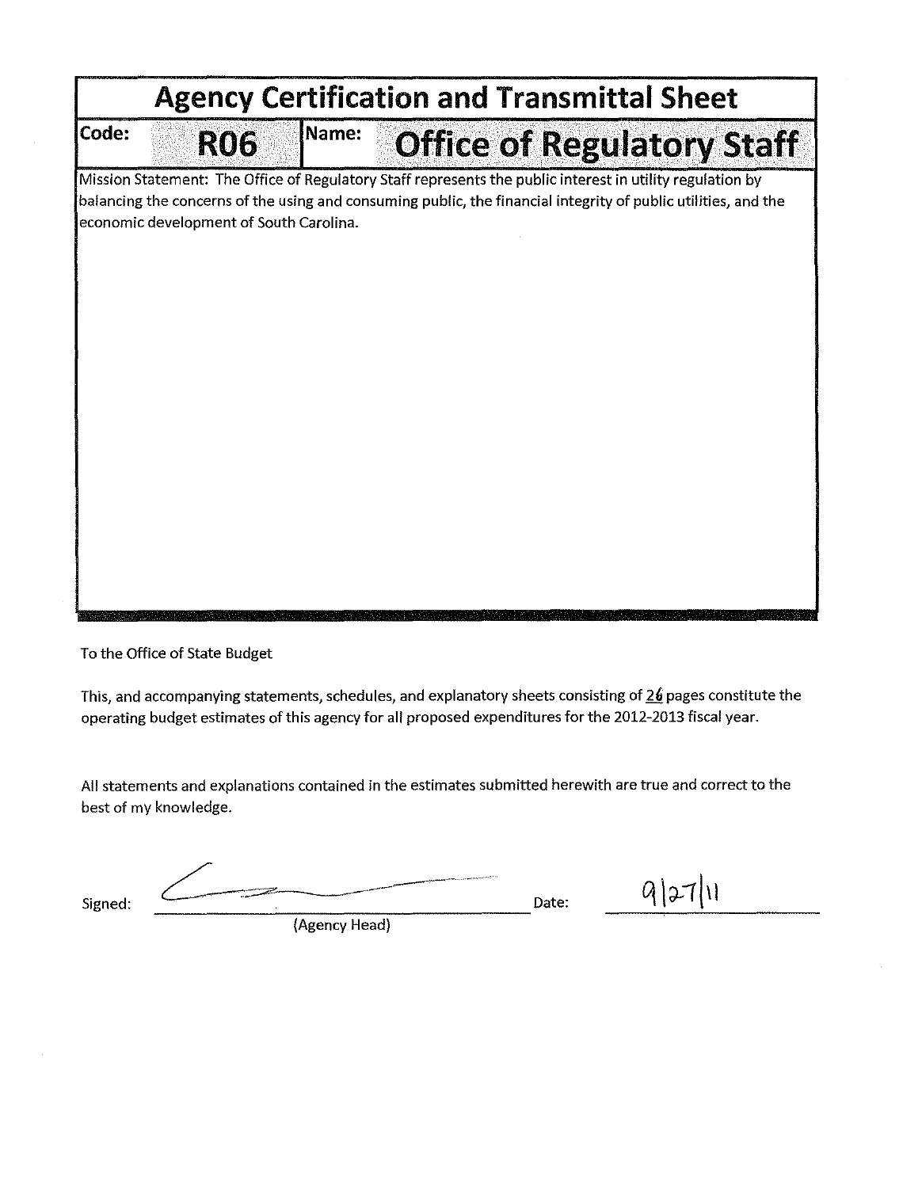# Agency Certification and Transmittal Sheet

| Code: | R06 | Name: | Office of Regulatory Staff |
|---|---|---|---|

Mission Statement: The Office of Regulatory Staff represents the public interest in utility regulation by balancing the concerns of the using and consuming public, the financial integrity of public utilities, and the economic development of South Carolina.

To the Office of State Budget

This, and accompanying statements, schedules, and explanatory sheets consisting of 26 pages constitute the operating budget estimates of this agency for all proposed expenditures for the 2012-2013 fiscal year.

All statements and explanations contained in the estimates submitted herewith are true and correct to the best of my knowledge.

Signed: ______________________ Date: 9/27/11

(Agency Head)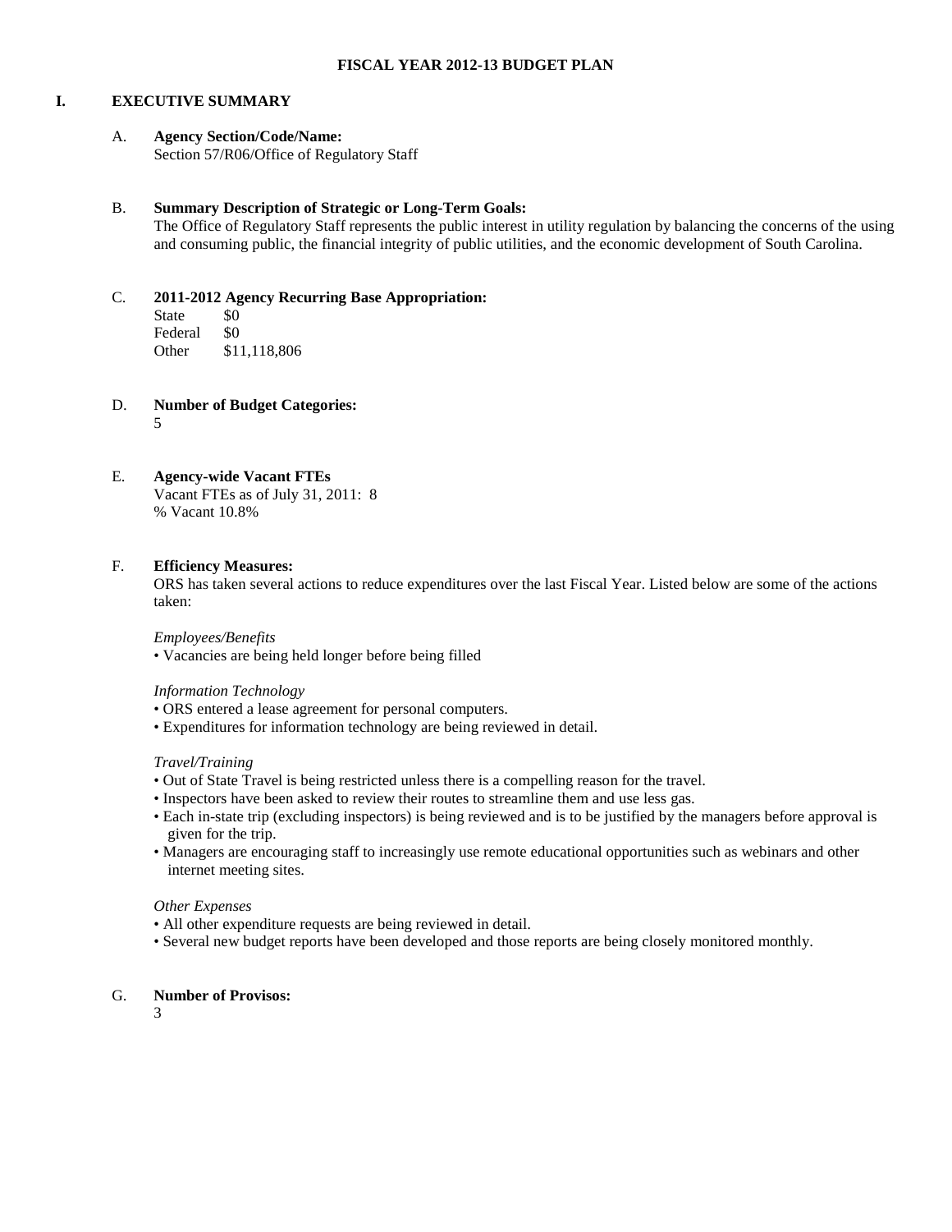# FISCAL YEAR 2012-13 BUDGET PLAN

## I. EXECUTIVE SUMMARY

**A. Agency Section/Code/Name:**
Section 57/R06/Office of Regulatory Staff

**B. Summary Description of Strategic or Long-Term Goals:**
The Office of Regulatory Staff represents the public interest in utility regulation by balancing the concerns of the using and consuming public, the financial integrity of public utilities, and the economic development of South Carolina.

**C. 2011-2012 Agency Recurring Base Appropriation:**

State $0
Federal $0
Other $11,118,806

**D. Number of Budget Categories:**
5

**E. Agency-wide Vacant FTEs**
Vacant FTEs as of July 31, 2011: 8
% Vacant 10.8%

**F. Efficiency Measures:**
ORS has taken several actions to reduce expenditures over the last Fiscal Year. Listed below are some of the actions taken:

*Employees/Benefits*
- Vacancies are being held longer before being filled

*Information Technology*
- ORS entered a lease agreement for personal computers.
- Expenditures for information technology are being reviewed in detail.

*Travel/Training*
- Out of State Travel is being restricted unless there is a compelling reason for the travel.
- Inspectors have been asked to review their routes to streamline them and use less gas.
- Each in-state trip (excluding inspectors) is being reviewed and is to be justified by the managers before approval is given for the trip.
- Managers are encouraging staff to increasingly use remote educational opportunities such as webinars and other internet meeting sites.

*Other Expenses*
- All other expenditure requests are being reviewed in detail.
- Several new budget reports have been developed and those reports are being closely monitored monthly.

**G. Number of Provisos:**
3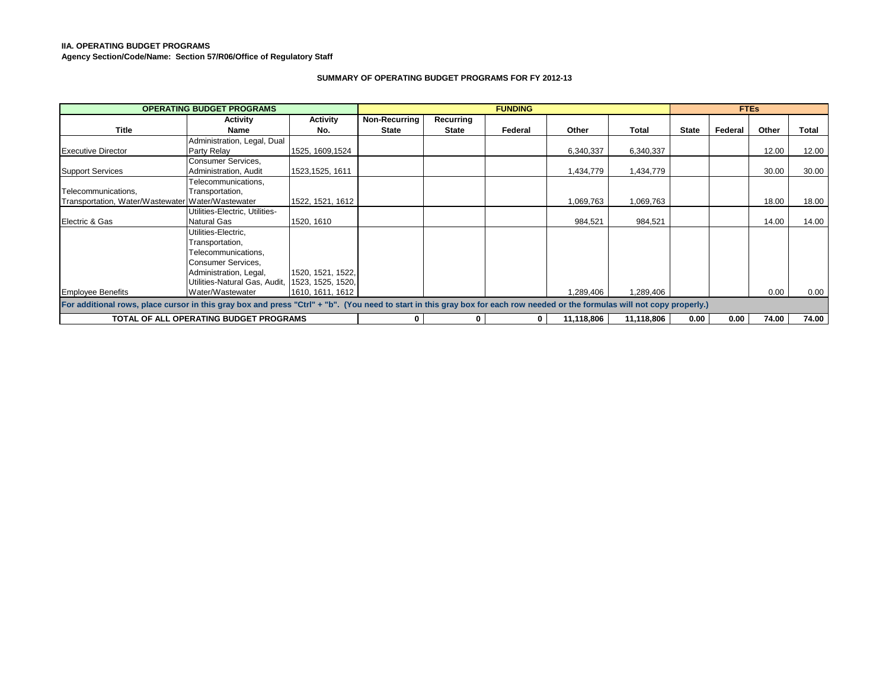**IIA. OPERATING BUDGET PROGRAMS**
**Agency Section/Code/Name: Section 57/R06/Office of Regulatory Staff**

**SUMMARY OF OPERATING BUDGET PROGRAMS FOR FY 2012-13**

| OPERATING BUDGET PROGRAMS | | | FUNDING | | | | | FTEs | | | |
|---|---|---|---|---|---|---|---|---|---|---|---|
| Title | Activity Name | Activity No. | Non-Recurring State | Recurring State | Federal | Other | Total | State | Federal | Other | Total |
| Executive Director | Administration, Legal, Dual Party Relay | 1525, 1609,1524 | | | | 6,340,337 | 6,340,337 | | | 12.00 | 12.00 |
| Support Services | Consumer Services, Administration, Audit | 1523,1525, 1611 | | | | 1,434,779 | 1,434,779 | | | 30.00 | 30.00 |
| Telecommunications, Transportation, Water/Wastewater | Telecommunications, Transportation, Water/Wastewater | 1522, 1521, 1612 | | | | 1,069,763 | 1,069,763 | | | 18.00 | 18.00 |
| Electric & Gas | Utilities-Electric, Utilities-Natural Gas | 1520, 1610 | | | | 984,521 | 984,521 | | | 14.00 | 14.00 |
| Employee Benefits | Utilities-Electric, Transportation, Telecommunications, Consumer Services, Administration, Legal, Utilities-Natural Gas, Audit, Water/Wastewater | 1520, 1521, 1522, 1523, 1525, 1520, 1610, 1611, 1612 | | | | 1,289,406 | 1,289,406 | | | 0.00 | 0.00 |
| For additional rows, place cursor in this gray box and press "Ctrl" + "b". (You need to start in this gray box for each row needed or the formulas will not copy properly.) | | | | | | | | | | | |
| **TOTAL OF ALL OPERATING BUDGET PROGRAMS** | | | **0** | **0** | **0** | **11,118,806** | **11,118,806** | **0.00** | **0.00** | **74.00** | **74.00** |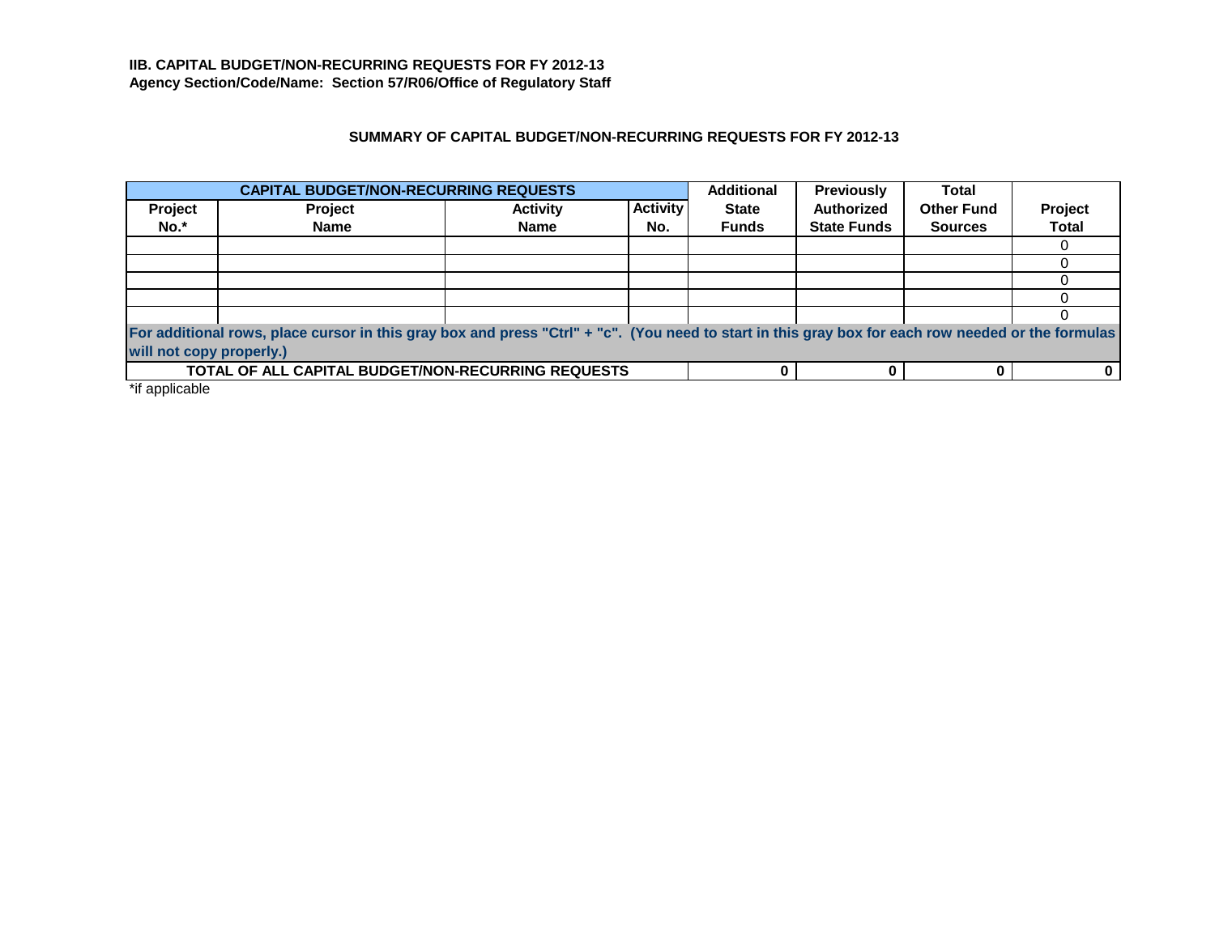**IIB. CAPITAL BUDGET/NON-RECURRING REQUESTS FOR FY 2012-13**
**Agency Section/Code/Name: Section 57/R06/Office of Regulatory Staff**

**SUMMARY OF CAPITAL BUDGET/NON-RECURRING REQUESTS FOR FY 2012-13**

| CAPITAL BUDGET/NON-RECURRING REQUESTS | | | | Additional | Previously | Total | |
|---|---|---|---|---|---|---|---|
| Project No.* | Project Name | Activity Name | Activity No. | State Funds | Authorized State Funds | Other Fund Sources | Project Total |
| | | | | | | | 0 |
| | | | | | | | 0 |
| | | | | | | | 0 |
| | | | | | | | 0 |
| | | | | | | | 0 |
| For additional rows, place cursor in this gray box and press "Ctrl" + "c". (You need to start in this gray box for each row needed or the formulas will not copy properly.) | | | | | | | |
| TOTAL OF ALL CAPITAL BUDGET/NON-RECURRING REQUESTS | | | | 0 | 0 | 0 | 0 |

*if applicable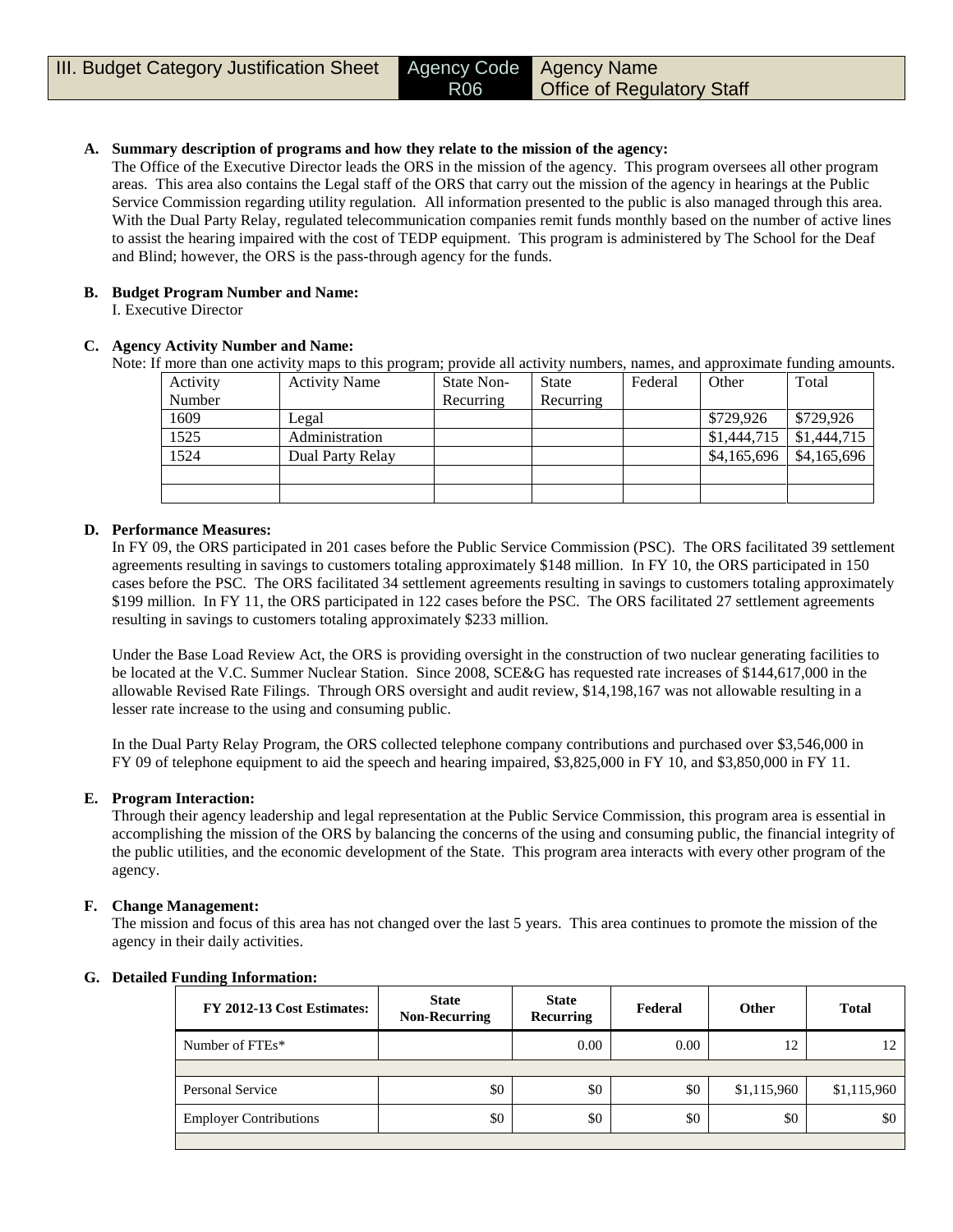| III. Budget Category Justification Sheet | Agency Code R06 | Agency Name Office of Regulatory Staff |
|---|---|---|

**A. Summary description of programs and how they relate to the mission of the agency:**

The Office of the Executive Director leads the ORS in the mission of the agency. This program oversees all other program areas. This area also contains the Legal staff of the ORS that carry out the mission of the agency in hearings at the Public Service Commission regarding utility regulation. All information presented to the public is also managed through this area. With the Dual Party Relay, regulated telecommunication companies remit funds monthly based on the number of active lines to assist the hearing impaired with the cost of TEDP equipment. This program is administered by The School for the Deaf and Blind; however, the ORS is the pass-through agency for the funds.

**B. Budget Program Number and Name:**

I. Executive Director

**C. Agency Activity Number and Name:**

Note: If more than one activity maps to this program; provide all activity numbers, names, and approximate funding amounts.

| Activity Number | Activity Name | State Non-Recurring | State Recurring | Federal | Other | Total |
|---|---|---|---|---|---|---|
| 1609 | Legal | | | | $729,926 | $729,926 |
| 1525 | Administration | | | | $1,444,715 | $1,444,715 |
| 1524 | Dual Party Relay | | | | $4,165,696 | $4,165,696 |
| | | | | | | |
| | | | | | | |

**D. Performance Measures:**

In FY 09, the ORS participated in 201 cases before the Public Service Commission (PSC). The ORS facilitated 39 settlement agreements resulting in savings to customers totaling approximately $148 million. In FY 10, the ORS participated in 150 cases before the PSC. The ORS facilitated 34 settlement agreements resulting in savings to customers totaling approximately $199 million. In FY 11, the ORS participated in 122 cases before the PSC. The ORS facilitated 27 settlement agreements resulting in savings to customers totaling approximately $233 million.

Under the Base Load Review Act, the ORS is providing oversight in the construction of two nuclear generating facilities to be located at the V.C. Summer Nuclear Station. Since 2008, SCE&G has requested rate increases of $144,617,000 in the allowable Revised Rate Filings. Through ORS oversight and audit review, $14,198,167 was not allowable resulting in a lesser rate increase to the using and consuming public.

In the Dual Party Relay Program, the ORS collected telephone company contributions and purchased over $3,546,000 in FY 09 of telephone equipment to aid the speech and hearing impaired, $3,825,000 in FY 10, and $3,850,000 in FY 11.

**E. Program Interaction:**

Through their agency leadership and legal representation at the Public Service Commission, this program area is essential in accomplishing the mission of the ORS by balancing the concerns of the using and consuming public, the financial integrity of the public utilities, and the economic development of the State. This program area interacts with every other program of the agency.

**F. Change Management:**

The mission and focus of this area has not changed over the last 5 years. This area continues to promote the mission of the agency in their daily activities.

**G. Detailed Funding Information:**

| FY 2012-13 Cost Estimates: | State Non-Recurring | State Recurring | Federal | Other | Total |
|---|---|---|---|---|---|
| Number of FTEs* | | 0.00 | 0.00 | 12 | 12 |
| | | | | | |
| Personal Service | $0 | $0 | $0 | $1,115,960 | $1,115,960 |
| Employer Contributions | $0 | $0 | $0 | $0 | $0 |
| | | | | | |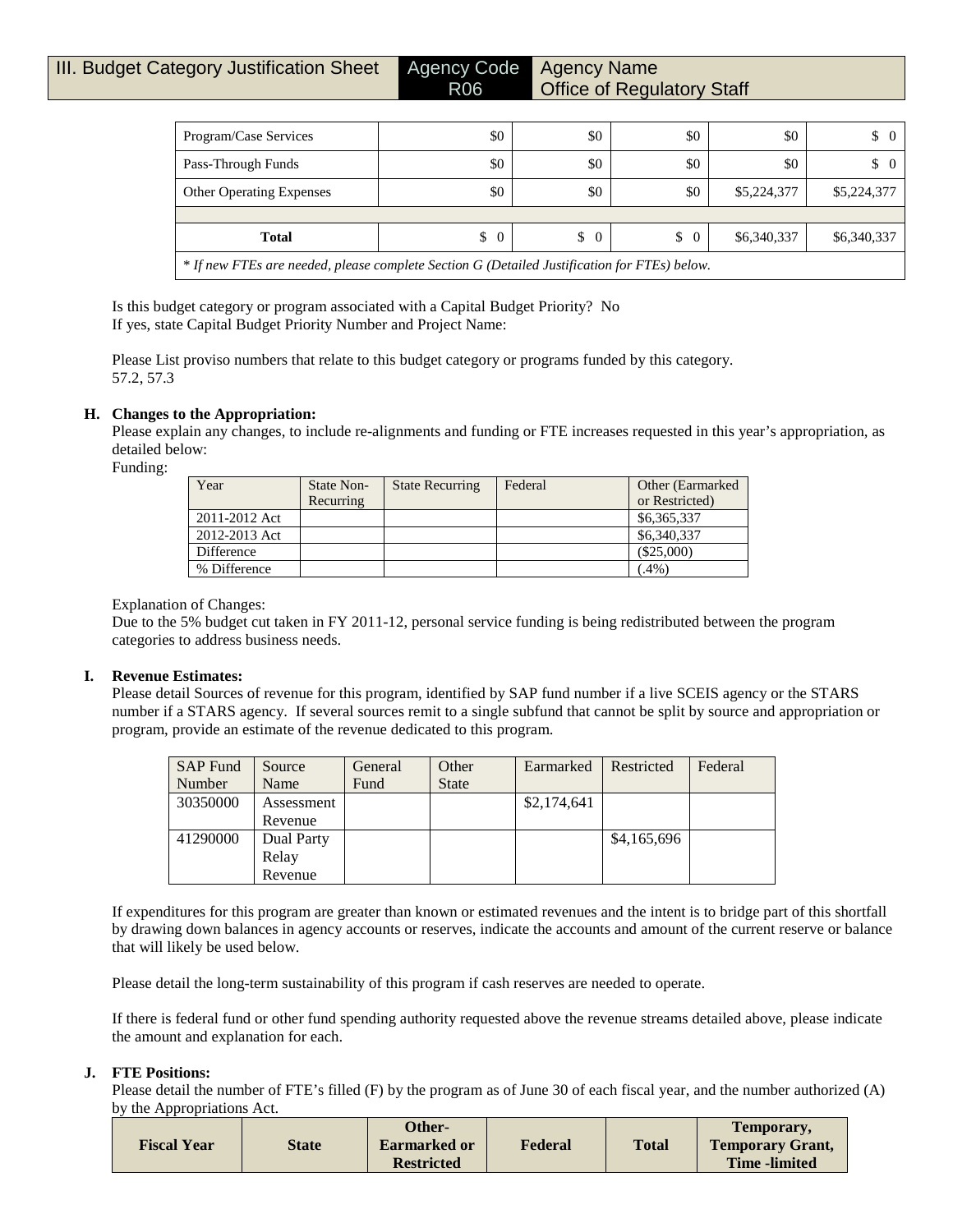| III. Budget Category Justification Sheet | Agency Code R06 | Agency Name Office of Regulatory Staff |
|---|---|---|

| | | | | | |
|---|---|---|---|---|---|
| Program/Case Services | $0 | $0 | $0 | $0 | $ 0 |
| Pass-Through Funds | $0 | $0 | $0 | $0 | $ 0 |
| Other Operating Expenses | $0 | $0 | $0 | $5,224,377 | $5,224,377 |
| | | | | | |
| **Total** | $ 0 | $ 0 | $ 0 | $6,340,337 | $6,340,337 |

*\* If new FTEs are needed, please complete Section G (Detailed Justification for FTEs) below.*

Is this budget category or program associated with a Capital Budget Priority? No
If yes, state Capital Budget Priority Number and Project Name:

Please List proviso numbers that relate to this budget category or programs funded by this category.
57.2, 57.3

**H. Changes to the Appropriation:**
Please explain any changes, to include re-alignments and funding or FTE increases requested in this year's appropriation, as detailed below:
Funding:

| Year | State Non-Recurring | State Recurring | Federal | Other (Earmarked or Restricted) |
|---|---|---|---|---|
| 2011-2012 Act | | | | $6,365,337 |
| 2012-2013 Act | | | | $6,340,337 |
| Difference | | | | ($25,000) |
| % Difference | | | | (.4%) |

Explanation of Changes:
Due to the 5% budget cut taken in FY 2011-12, personal service funding is being redistributed between the program categories to address business needs.

**I. Revenue Estimates:**
Please detail Sources of revenue for this program, identified by SAP fund number if a live SCEIS agency or the STARS number if a STARS agency. If several sources remit to a single subfund that cannot be split by source and appropriation or program, provide an estimate of the revenue dedicated to this program.

| SAP Fund Number | Source Name | General Fund | Other State | Earmarked | Restricted | Federal |
|---|---|---|---|---|---|---|
| 30350000 | Assessment Revenue | | | $2,174,641 | | |
| 41290000 | Dual Party Relay Revenue | | | | $4,165,696 | |

If expenditures for this program are greater than known or estimated revenues and the intent is to bridge part of this shortfall by drawing down balances in agency accounts or reserves, indicate the accounts and amount of the current reserve or balance that will likely be used below.

Please detail the long-term sustainability of this program if cash reserves are needed to operate.

If there is federal fund or other fund spending authority requested above the revenue streams detailed above, please indicate the amount and explanation for each.

**J. FTE Positions:**
Please detail the number of FTE's filled (F) by the program as of June 30 of each fiscal year, and the number authorized (A) by the Appropriations Act.

| Fiscal Year | State | Other-Earmarked or Restricted | Federal | Total | Temporary, Temporary Grant, Time -limited |
|---|---|---|---|---|---|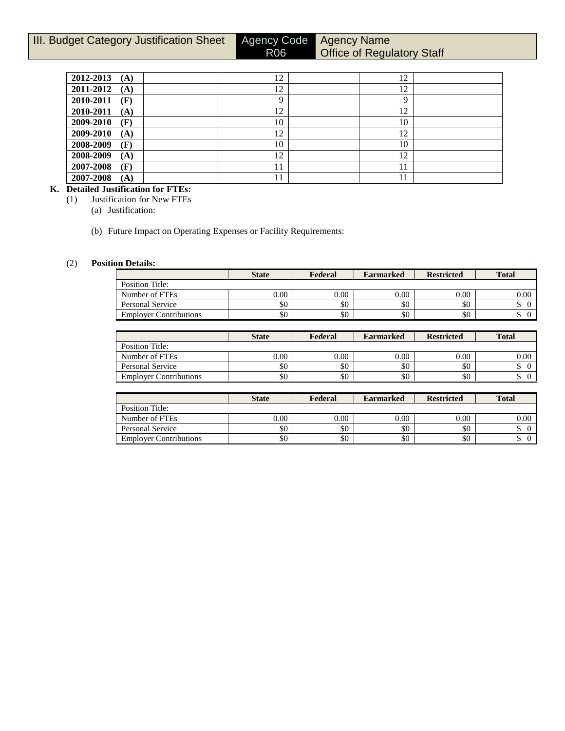| III. Budget Category Justification Sheet | Agency Code R06 | Agency Name Office of Regulatory Staff |
|---|---|---|

| | | | | | |
|---|---|---|---|---|---|
| **2012-2013 (A)** | | 12 | | 12 | |
| **2011-2012 (A)** | | 12 | | 12 | |
| **2010-2011 (F)** | | 9 | | 9 | |
| **2010-2011 (A)** | | 12 | | 12 | |
| **2009-2010 (F)** | | 10 | | 10 | |
| **2009-2010 (A)** | | 12 | | 12 | |
| **2008-2009 (F)** | | 10 | | 10 | |
| **2008-2009 (A)** | | 12 | | 12 | |
| **2007-2008 (F)** | | 11 | | 11 | |
| **2007-2008 (A)** | | 11 | | 11 | |

**K. Detailed Justification for FTEs:**

(1) Justification for New FTEs

(a) Justification:

(b) Future Impact on Operating Expenses or Facility Requirements:

(2) **Position Details:**

| | State | Federal | Earmarked | Restricted | Total |
|---|---|---|---|---|---|
| Position Title: | | | | | |
| Number of FTEs | 0.00 | 0.00 | 0.00 | 0.00 | 0.00 |
| Personal Service | $0 | $0 | $0 | $0 | $ 0 |
| Employer Contributions | $0 | $0 | $0 | $0 | $ 0 |

| | State | Federal | Earmarked | Restricted | Total |
|---|---|---|---|---|---|
| Position Title: | | | | | |
| Number of FTEs | 0.00 | 0.00 | 0.00 | 0.00 | 0.00 |
| Personal Service | $0 | $0 | $0 | $0 | $ 0 |
| Employer Contributions | $0 | $0 | $0 | $0 | $ 0 |

| | State | Federal | Earmarked | Restricted | Total |
|---|---|---|---|---|---|
| Position Title: | | | | | |
| Number of FTEs | 0.00 | 0.00 | 0.00 | 0.00 | 0.00 |
| Personal Service | $0 | $0 | $0 | $0 | $ 0 |
| Employer Contributions | $0 | $0 | $0 | $0 | $ 0 |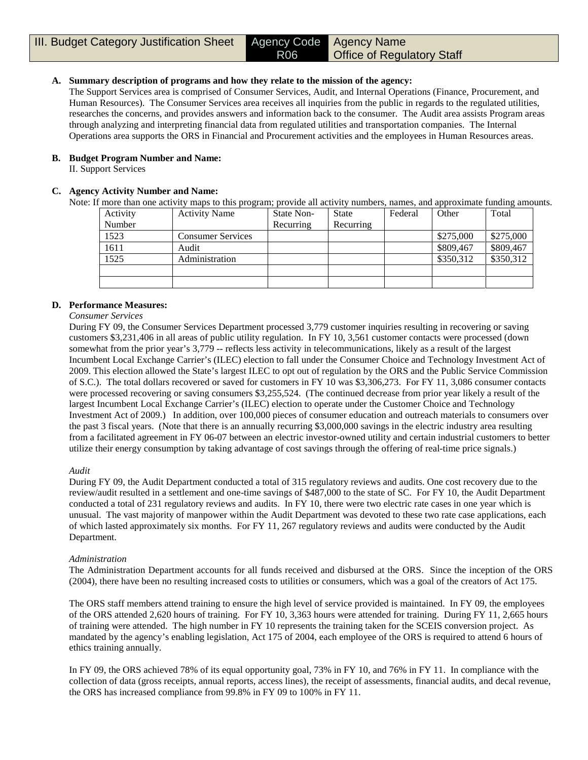| III. Budget Category Justification Sheet | Agency Code R06 | Agency Name Office of Regulatory Staff |
|---|---|---|

**A. Summary description of programs and how they relate to the mission of the agency:**

The Support Services area is comprised of Consumer Services, Audit, and Internal Operations (Finance, Procurement, and Human Resources). The Consumer Services area receives all inquiries from the public in regards to the regulated utilities, researches the concerns, and provides answers and information back to the consumer. The Audit area assists Program areas through analyzing and interpreting financial data from regulated utilities and transportation companies. The Internal Operations area supports the ORS in Financial and Procurement activities and the employees in Human Resources areas.

**B. Budget Program Number and Name:**

II. Support Services

**C. Agency Activity Number and Name:**

Note: If more than one activity maps to this program; provide all activity numbers, names, and approximate funding amounts.

| Activity Number | Activity Name | State Non-Recurring | State Recurring | Federal | Other | Total |
|---|---|---|---|---|---|---|
| 1523 | Consumer Services | | | | $275,000 | $275,000 |
| 1611 | Audit | | | | $809,467 | $809,467 |
| 1525 | Administration | | | | $350,312 | $350,312 |
| | | | | | | |
| | | | | | | |

**D. Performance Measures:**

*Consumer Services*

During FY 09, the Consumer Services Department processed 3,779 customer inquiries resulting in recovering or saving customers $3,231,406 in all areas of public utility regulation. In FY 10, 3,561 customer contacts were processed (down somewhat from the prior year's 3,779 -- reflects less activity in telecommunications, likely as a result of the largest Incumbent Local Exchange Carrier's (ILEC) election to fall under the Consumer Choice and Technology Investment Act of 2009. This election allowed the State's largest ILEC to opt out of regulation by the ORS and the Public Service Commission of S.C.). The total dollars recovered or saved for customers in FY 10 was $3,306,273. For FY 11, 3,086 consumer contacts were processed recovering or saving consumers $3,255,524. (The continued decrease from prior year likely a result of the largest Incumbent Local Exchange Carrier's (ILEC) election to operate under the Customer Choice and Technology Investment Act of 2009.) In addition, over 100,000 pieces of consumer education and outreach materials to consumers over the past 3 fiscal years. (Note that there is an annually recurring $3,000,000 savings in the electric industry area resulting from a facilitated agreement in FY 06-07 between an electric investor-owned utility and certain industrial customers to better utilize their energy consumption by taking advantage of cost savings through the offering of real-time price signals.)

*Audit*

During FY 09, the Audit Department conducted a total of 315 regulatory reviews and audits. One cost recovery due to the review/audit resulted in a settlement and one-time savings of $487,000 to the state of SC. For FY 10, the Audit Department conducted a total of 231 regulatory reviews and audits. In FY 10, there were two electric rate cases in one year which is unusual. The vast majority of manpower within the Audit Department was devoted to these two rate case applications, each of which lasted approximately six months. For FY 11, 267 regulatory reviews and audits were conducted by the Audit Department.

*Administration*

The Administration Department accounts for all funds received and disbursed at the ORS. Since the inception of the ORS (2004), there have been no resulting increased costs to utilities or consumers, which was a goal of the creators of Act 175.

The ORS staff members attend training to ensure the high level of service provided is maintained. In FY 09, the employees of the ORS attended 2,620 hours of training. For FY 10, 3,363 hours were attended for training. During FY 11, 2,665 hours of training were attended. The high number in FY 10 represents the training taken for the SCEIS conversion project. As mandated by the agency's enabling legislation, Act 175 of 2004, each employee of the ORS is required to attend 6 hours of ethics training annually.

In FY 09, the ORS achieved 78% of its equal opportunity goal, 73% in FY 10, and 76% in FY 11. In compliance with the collection of data (gross receipts, annual reports, access lines), the receipt of assessments, financial audits, and decal revenue, the ORS has increased compliance from 99.8% in FY 09 to 100% in FY 11.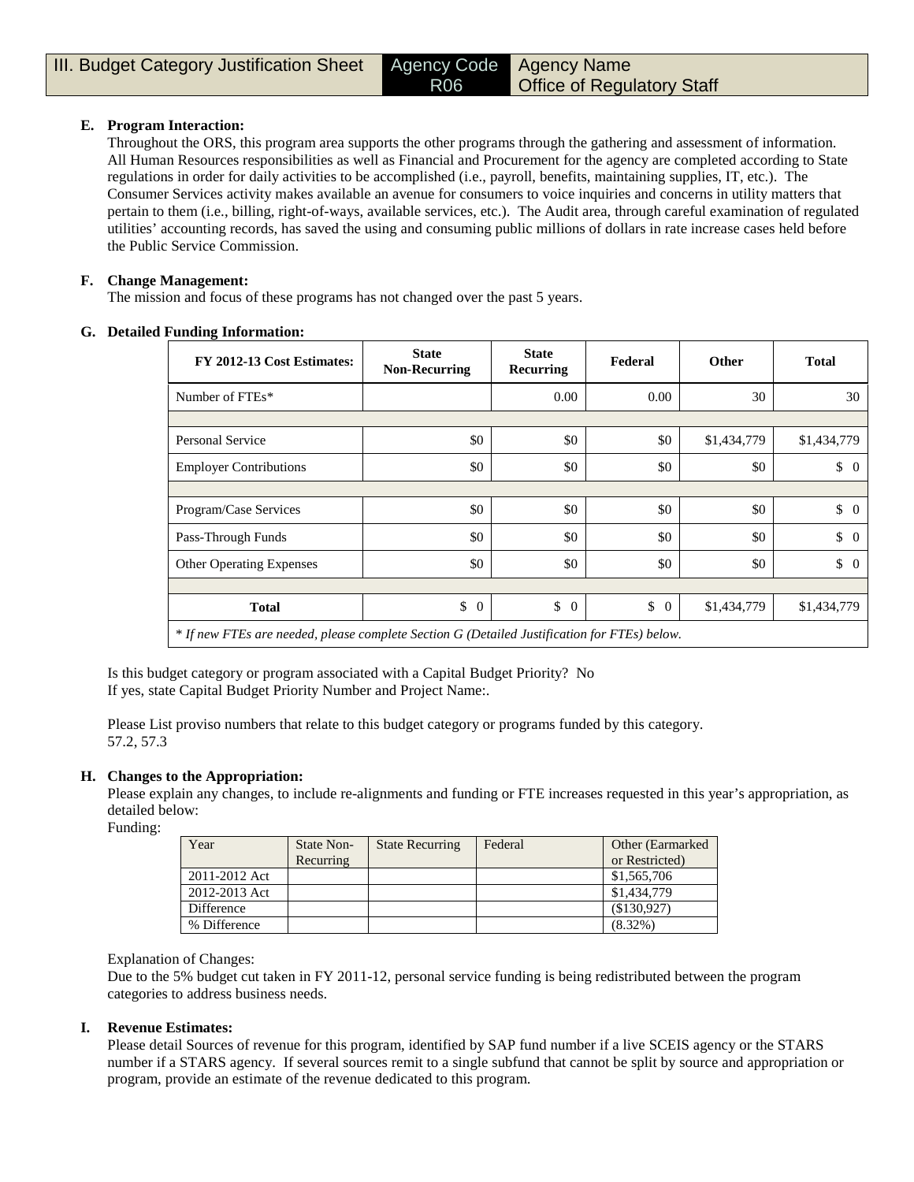| III. Budget Category Justification Sheet | Agency Code R06 | Agency Name Office of Regulatory Staff |
|---|---|---|

**E. Program Interaction:**

Throughout the ORS, this program area supports the other programs through the gathering and assessment of information. All Human Resources responsibilities as well as Financial and Procurement for the agency are completed according to State regulations in order for daily activities to be accomplished (i.e., payroll, benefits, maintaining supplies, IT, etc.). The Consumer Services activity makes available an avenue for consumers to voice inquiries and concerns in utility matters that pertain to them (i.e., billing, right-of-ways, available services, etc.). The Audit area, through careful examination of regulated utilities' accounting records, has saved the using and consuming public millions of dollars in rate increase cases held before the Public Service Commission.

**F. Change Management:**

The mission and focus of these programs has not changed over the past 5 years.

**G. Detailed Funding Information:**

| FY 2012-13 Cost Estimates: | State Non-Recurring | State Recurring | Federal | Other | Total |
|---|---|---|---|---|---|
| Number of FTEs* | | 0.00 | 0.00 | 30 | 30 |
| | | | | | |
| Personal Service | $0 | $0 | $0 | $1,434,779 | $1,434,779 |
| Employer Contributions | $0 | $0 | $0 | $0 | $ 0 |
| | | | | | |
| Program/Case Services | $0 | $0 | $0 | $0 | $ 0 |
| Pass-Through Funds | $0 | $0 | $0 | $0 | $ 0 |
| Other Operating Expenses | $0 | $0 | $0 | $0 | $ 0 |
| | | | | | |
| **Total** | $ 0 | $ 0 | $ 0 | $1,434,779 | $1,434,779 |

*\* If new FTEs are needed, please complete Section G (Detailed Justification for FTEs) below.*

Is this budget category or program associated with a Capital Budget Priority? No
If yes, state Capital Budget Priority Number and Project Name:.

Please List proviso numbers that relate to this budget category or programs funded by this category.
57.2, 57.3

**H. Changes to the Appropriation:**

Please explain any changes, to include re-alignments and funding or FTE increases requested in this year's appropriation, as detailed below:

Funding:

| Year | State Non-Recurring | State Recurring | Federal | Other (Earmarked or Restricted) |
|---|---|---|---|---|
| 2011-2012 Act | | | | $1,565,706 |
| 2012-2013 Act | | | | $1,434,779 |
| Difference | | | | ($130,927) |
| % Difference | | | | (8.32%) |

Explanation of Changes:

Due to the 5% budget cut taken in FY 2011-12, personal service funding is being redistributed between the program categories to address business needs.

**I. Revenue Estimates:**

Please detail Sources of revenue for this program, identified by SAP fund number if a live SCEIS agency or the STARS number if a STARS agency. If several sources remit to a single subfund that cannot be split by source and appropriation or program, provide an estimate of the revenue dedicated to this program.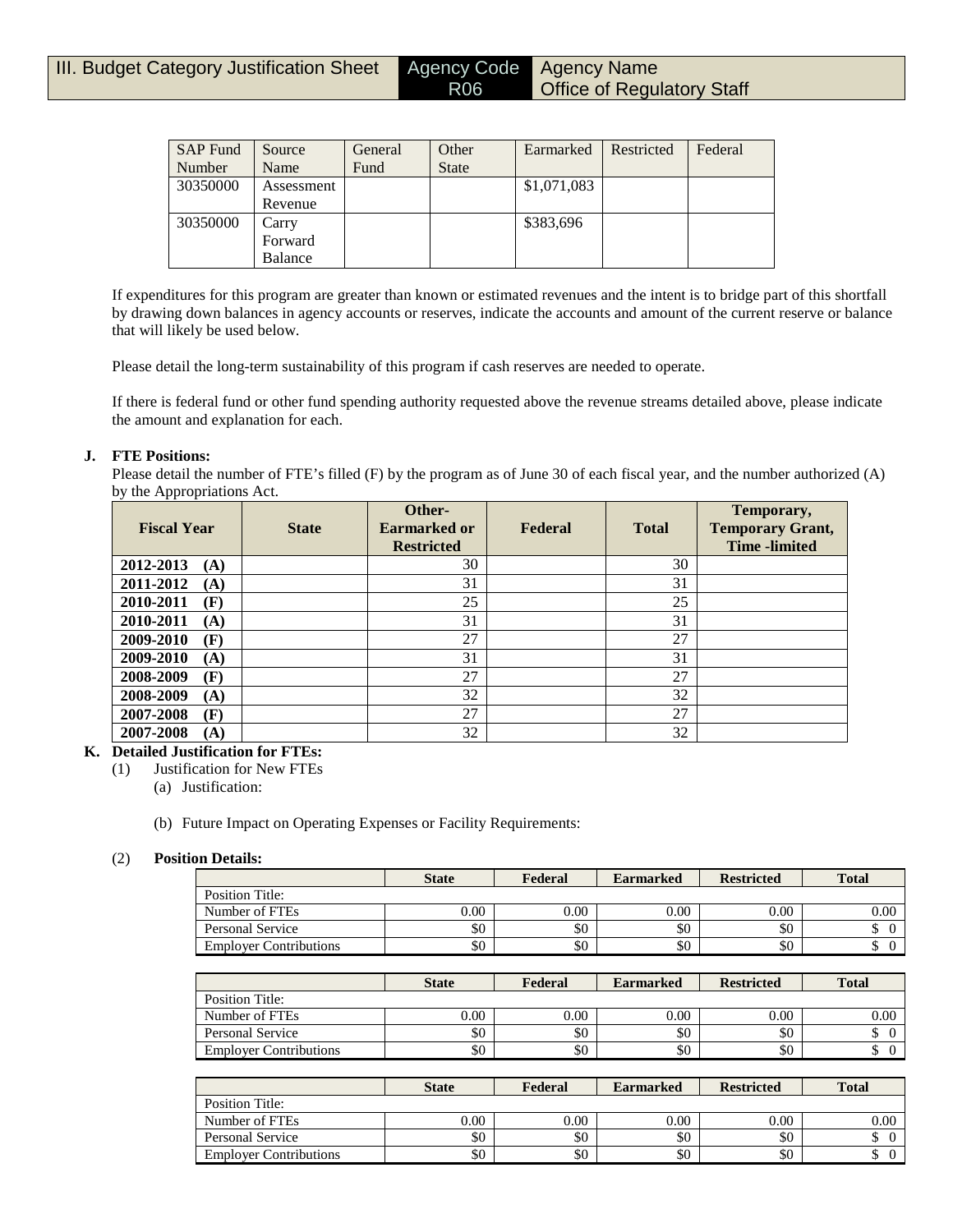| III. Budget Category Justification Sheet | Agency Code R06 | Agency Name Office of Regulatory Staff |
|---|---|---|

| SAP Fund Number | Source Name | General Fund | Other State | Earmarked | Restricted | Federal |
|---|---|---|---|---|---|---|
| 30350000 | Assessment Revenue | | | $1,071,083 | | |
| 30350000 | Carry Forward Balance | | | $383,696 | | |

If expenditures for this program are greater than known or estimated revenues and the intent is to bridge part of this shortfall by drawing down balances in agency accounts or reserves, indicate the accounts and amount of the current reserve or balance that will likely be used below.

Please detail the long-term sustainability of this program if cash reserves are needed to operate.

If there is federal fund or other fund spending authority requested above the revenue streams detailed above, please indicate the amount and explanation for each.

**J. FTE Positions:**

Please detail the number of FTE's filled (F) by the program as of June 30 of each fiscal year, and the number authorized (A) by the Appropriations Act.

| Fiscal Year | State | Other-Earmarked or Restricted | Federal | Total | Temporary, Temporary Grant, Time -limited |
|---|---|---|---|---|---|
| **2012-2013 (A)** | | 30 | | 30 | |
| **2011-2012 (A)** | | 31 | | 31 | |
| **2010-2011 (F)** | | 25 | | 25 | |
| **2010-2011 (A)** | | 31 | | 31 | |
| **2009-2010 (F)** | | 27 | | 27 | |
| **2009-2010 (A)** | | 31 | | 31 | |
| **2008-2009 (F)** | | 27 | | 27 | |
| **2008-2009 (A)** | | 32 | | 32 | |
| **2007-2008 (F)** | | 27 | | 27 | |
| **2007-2008 (A)** | | 32 | | 32 | |

**K. Detailed Justification for FTEs:**

(1) Justification for New FTEs

(a) Justification:

(b) Future Impact on Operating Expenses or Facility Requirements:

(2) **Position Details:**

| | State | Federal | Earmarked | Restricted | Total |
|---|---|---|---|---|---|
| Position Title: | | | | | |
| Number of FTEs | 0.00 | 0.00 | 0.00 | 0.00 | 0.00 |
| Personal Service | $0 | $0 | $0 | $0 | $ 0 |
| Employer Contributions | $0 | $0 | $0 | $0 | $ 0 |

| | State | Federal | Earmarked | Restricted | Total |
|---|---|---|---|---|---|
| Position Title: | | | | | |
| Number of FTEs | 0.00 | 0.00 | 0.00 | 0.00 | 0.00 |
| Personal Service | $0 | $0 | $0 | $0 | $ 0 |
| Employer Contributions | $0 | $0 | $0 | $0 | $ 0 |

| | State | Federal | Earmarked | Restricted | Total |
|---|---|---|---|---|---|
| Position Title: | | | | | |
| Number of FTEs | 0.00 | 0.00 | 0.00 | 0.00 | 0.00 |
| Personal Service | $0 | $0 | $0 | $0 | $ 0 |
| Employer Contributions | $0 | $0 | $0 | $0 | $ 0 |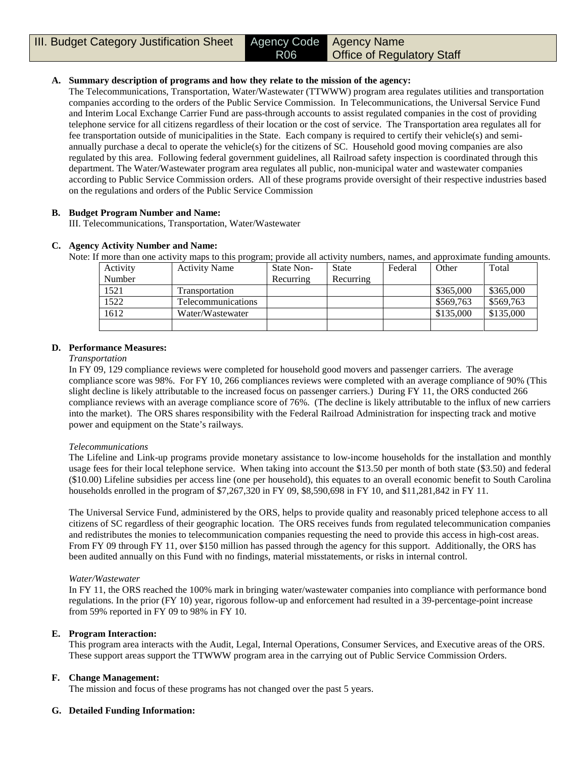| III. Budget Category Justification Sheet | Agency Code R06 | Agency Name Office of Regulatory Staff |
|---|---|---|

**A. Summary description of programs and how they relate to the mission of the agency:**

The Telecommunications, Transportation, Water/Wastewater (TTWWW) program area regulates utilities and transportation companies according to the orders of the Public Service Commission. In Telecommunications, the Universal Service Fund and Interim Local Exchange Carrier Fund are pass-through accounts to assist regulated companies in the cost of providing telephone service for all citizens regardless of their location or the cost of service. The Transportation area regulates all for fee transportation outside of municipalities in the State. Each company is required to certify their vehicle(s) and semi-annually purchase a decal to operate the vehicle(s) for the citizens of SC. Household good moving companies are also regulated by this area. Following federal government guidelines, all Railroad safety inspection is coordinated through this department. The Water/Wastewater program area regulates all public, non-municipal water and wastewater companies according to Public Service Commission orders. All of these programs provide oversight of their respective industries based on the regulations and orders of the Public Service Commission

**B. Budget Program Number and Name:**

III. Telecommunications, Transportation, Water/Wastewater

**C. Agency Activity Number and Name:**

Note: If more than one activity maps to this program; provide all activity numbers, names, and approximate funding amounts.

| Activity Number | Activity Name | State Non-Recurring | State Recurring | Federal | Other | Total |
|---|---|---|---|---|---|---|
| 1521 | Transportation | | | | $365,000 | $365,000 |
| 1522 | Telecommunications | | | | $569,763 | $569,763 |
| 1612 | Water/Wastewater | | | | $135,000 | $135,000 |
| | | | | | | |

**D. Performance Measures:**

*Transportation*

In FY 09, 129 compliance reviews were completed for household good movers and passenger carriers. The average compliance score was 98%. For FY 10, 266 compliances reviews were completed with an average compliance of 90% (This slight decline is likely attributable to the increased focus on passenger carriers.) During FY 11, the ORS conducted 266 compliance reviews with an average compliance score of 76%. (The decline is likely attributable to the influx of new carriers into the market). The ORS shares responsibility with the Federal Railroad Administration for inspecting track and motive power and equipment on the State's railways.

*Telecommunications*

The Lifeline and Link-up programs provide monetary assistance to low-income households for the installation and monthly usage fees for their local telephone service. When taking into account the $13.50 per month of both state ($3.50) and federal ($10.00) Lifeline subsidies per access line (one per household), this equates to an overall economic benefit to South Carolina households enrolled in the program of $7,267,320 in FY 09, $8,590,698 in FY 10, and $11,281,842 in FY 11.

The Universal Service Fund, administered by the ORS, helps to provide quality and reasonably priced telephone access to all citizens of SC regardless of their geographic location. The ORS receives funds from regulated telecommunication companies and redistributes the monies to telecommunication companies requesting the need to provide this access in high-cost areas. From FY 09 through FY 11, over $150 million has passed through the agency for this support. Additionally, the ORS has been audited annually on this Fund with no findings, material misstatements, or risks in internal control.

*Water/Wastewater*

In FY 11, the ORS reached the 100% mark in bringing water/wastewater companies into compliance with performance bond regulations. In the prior (FY 10) year, rigorous follow-up and enforcement had resulted in a 39-percentage-point increase from 59% reported in FY 09 to 98% in FY 10.

**E. Program Interaction:**

This program area interacts with the Audit, Legal, Internal Operations, Consumer Services, and Executive areas of the ORS. These support areas support the TTWWW program area in the carrying out of Public Service Commission Orders.

**F. Change Management:**

The mission and focus of these programs has not changed over the past 5 years.

**G. Detailed Funding Information:**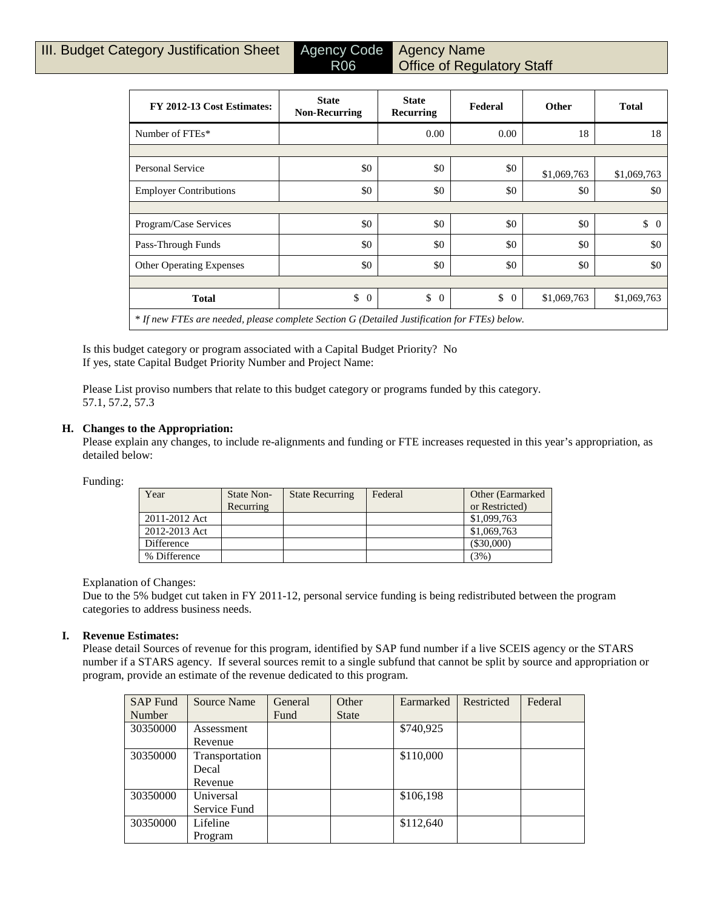| III. Budget Category Justification Sheet | Agency Code R06 | Agency Name Office of Regulatory Staff |
|---|---|---|

| FY 2012-13 Cost Estimates: | State Non-Recurring | State Recurring | Federal | Other | Total |
|---|---|---|---|---|---|
| Number of FTEs* | | 0.00 | 0.00 | 18 | 18 |
| | | | | | |
| Personal Service | $0 | $0 | $0 | $1,069,763 | $1,069,763 |
| Employer Contributions | $0 | $0 | $0 | $0 | $0 |
| | | | | | |
| Program/Case Services | $0 | $0 | $0 | $0 | $ 0 |
| Pass-Through Funds | $0 | $0 | $0 | $0 | $0 |
| Other Operating Expenses | $0 | $0 | $0 | $0 | $0 |
| | | | | | |
| **Total** | $ 0 | $ 0 | $ 0 | $1,069,763 | $1,069,763 |

*\* If new FTEs are needed, please complete Section G (Detailed Justification for FTEs) below.*

Is this budget category or program associated with a Capital Budget Priority? No
If yes, state Capital Budget Priority Number and Project Name:

Please List proviso numbers that relate to this budget category or programs funded by this category.
57.1, 57.2, 57.3

**H. Changes to the Appropriation:**

Please explain any changes, to include re-alignments and funding or FTE increases requested in this year's appropriation, as detailed below:

Funding:

| Year | State Non-Recurring | State Recurring | Federal | Other (Earmarked or Restricted) |
|---|---|---|---|---|
| 2011-2012 Act | | | | $1,099,763 |
| 2012-2013 Act | | | | $1,069,763 |
| Difference | | | | ($30,000) |
| % Difference | | | | (3%) |

Explanation of Changes:
Due to the 5% budget cut taken in FY 2011-12, personal service funding is being redistributed between the program categories to address business needs.

**I. Revenue Estimates:**

Please detail Sources of revenue for this program, identified by SAP fund number if a live SCEIS agency or the STARS number if a STARS agency. If several sources remit to a single subfund that cannot be split by source and appropriation or program, provide an estimate of the revenue dedicated to this program.

| SAP Fund Number | Source Name | General Fund | Other State | Earmarked | Restricted | Federal |
|---|---|---|---|---|---|---|
| 30350000 | Assessment Revenue | | | $740,925 | | |
| 30350000 | Transportation Decal Revenue | | | $110,000 | | |
| 30350000 | Universal Service Fund | | | $106,198 | | |
| 30350000 | Lifeline Program | | | $112,640 | | |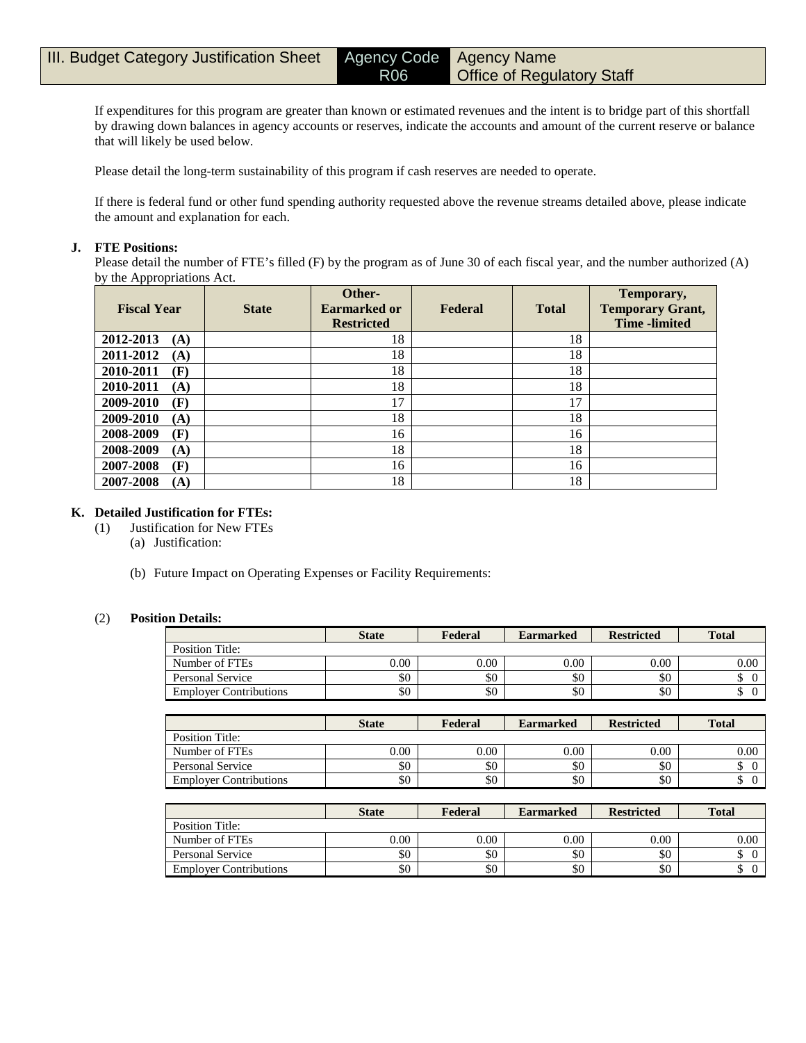| III. Budget Category Justification Sheet | Agency Code R06 | Agency Name Office of Regulatory Staff |
|---|---|---|

If expenditures for this program are greater than known or estimated revenues and the intent is to bridge part of this shortfall by drawing down balances in agency accounts or reserves, indicate the accounts and amount of the current reserve or balance that will likely be used below.

Please detail the long-term sustainability of this program if cash reserves are needed to operate.

If there is federal fund or other fund spending authority requested above the revenue streams detailed above, please indicate the amount and explanation for each.

**J. FTE Positions:**

Please detail the number of FTE's filled (F) by the program as of June 30 of each fiscal year, and the number authorized (A) by the Appropriations Act.

| Fiscal Year | State | Other-Earmarked or Restricted | Federal | Total | Temporary, Temporary Grant, Time -limited |
|---|---|---|---|---|---|
| 2012-2013 (A) | | 18 | | 18 | |
| 2011-2012 (A) | | 18 | | 18 | |
| 2010-2011 (F) | | 18 | | 18 | |
| 2010-2011 (A) | | 18 | | 18 | |
| 2009-2010 (F) | | 17 | | 17 | |
| 2009-2010 (A) | | 18 | | 18 | |
| 2008-2009 (F) | | 16 | | 16 | |
| 2008-2009 (A) | | 18 | | 18 | |
| 2007-2008 (F) | | 16 | | 16 | |
| 2007-2008 (A) | | 18 | | 18 | |

**K. Detailed Justification for FTEs:**

(1) Justification for New FTEs

(a) Justification:

(b) Future Impact on Operating Expenses or Facility Requirements:

(2) **Position Details:**

| | State | Federal | Earmarked | Restricted | Total |
|---|---|---|---|---|---|
| Position Title: | | | | | |
| Number of FTEs | 0.00 | 0.00 | 0.00 | 0.00 | 0.00 |
| Personal Service | $0 | $0 | $0 | $0 | $ 0 |
| Employer Contributions | $0 | $0 | $0 | $0 | $ 0 |

| | State | Federal | Earmarked | Restricted | Total |
|---|---|---|---|---|---|
| Position Title: | | | | | |
| Number of FTEs | 0.00 | 0.00 | 0.00 | 0.00 | 0.00 |
| Personal Service | $0 | $0 | $0 | $0 | $ 0 |
| Employer Contributions | $0 | $0 | $0 | $0 | $ 0 |

| | State | Federal | Earmarked | Restricted | Total |
|---|---|---|---|---|---|
| Position Title: | | | | | |
| Number of FTEs | 0.00 | 0.00 | 0.00 | 0.00 | 0.00 |
| Personal Service | $0 | $0 | $0 | $0 | $ 0 |
| Employer Contributions | $0 | $0 | $0 | $0 | $ 0 |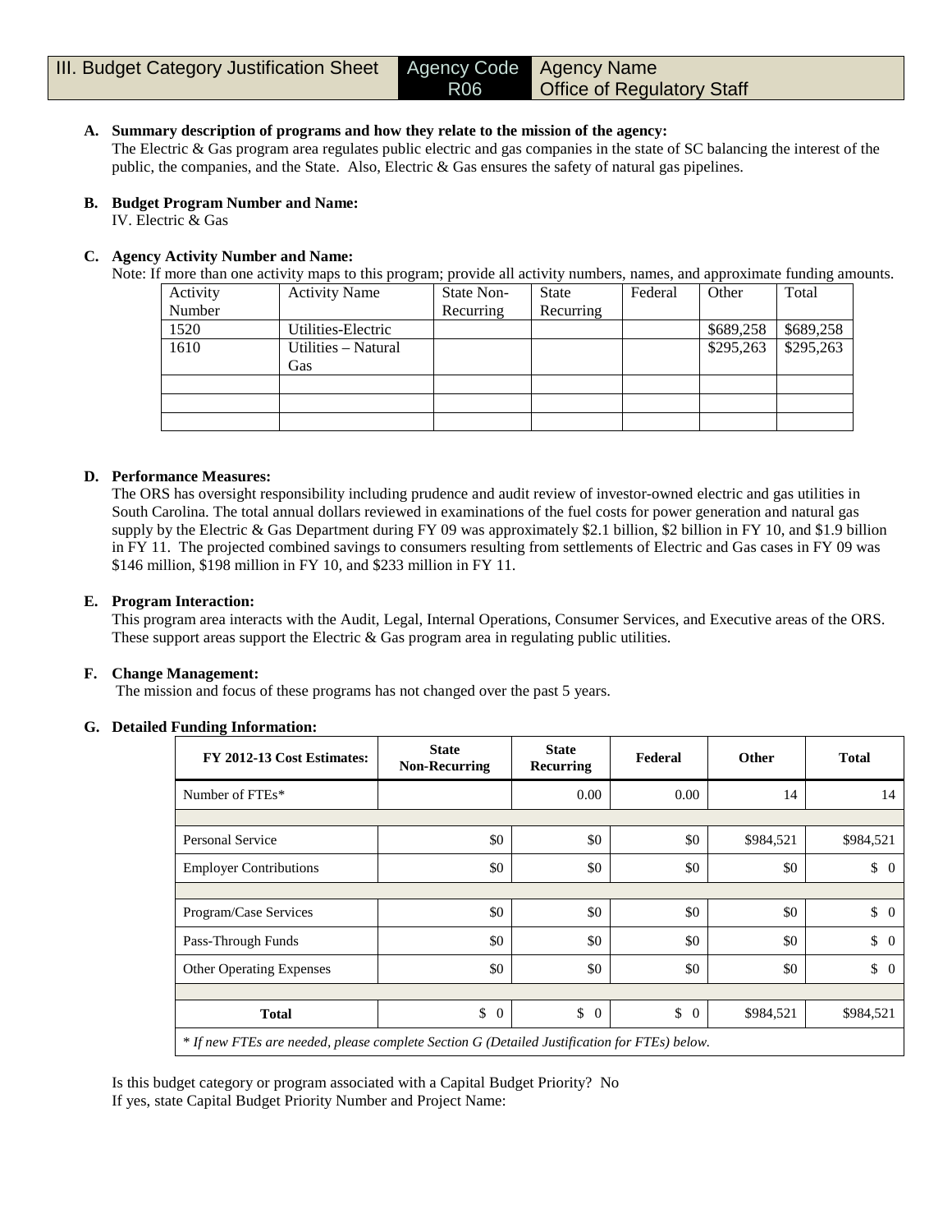| III. Budget Category Justification Sheet | Agency Code R06 | Agency Name Office of Regulatory Staff |
|---|---|---|

**A. Summary description of programs and how they relate to the mission of the agency:**
The Electric & Gas program area regulates public electric and gas companies in the state of SC balancing the interest of the public, the companies, and the State. Also, Electric & Gas ensures the safety of natural gas pipelines.

**B. Budget Program Number and Name:**
IV. Electric & Gas

**C. Agency Activity Number and Name:**
Note: If more than one activity maps to this program; provide all activity numbers, names, and approximate funding amounts.

| Activity Number | Activity Name | State Non-Recurring | State Recurring | Federal | Other | Total |
|---|---|---|---|---|---|---|
| 1520 | Utilities-Electric | | | | $689,258 | $689,258 |
| 1610 | Utilities – Natural Gas | | | | $295,263 | $295,263 |
| | | | | | | |
| | | | | | | |
| | | | | | | |

**D. Performance Measures:**
The ORS has oversight responsibility including prudence and audit review of investor-owned electric and gas utilities in South Carolina. The total annual dollars reviewed in examinations of the fuel costs for power generation and natural gas supply by the Electric & Gas Department during FY 09 was approximately $2.1 billion, $2 billion in FY 10, and $1.9 billion in FY 11. The projected combined savings to consumers resulting from settlements of Electric and Gas cases in FY 09 was $146 million, $198 million in FY 10, and $233 million in FY 11.

**E. Program Interaction:**
This program area interacts with the Audit, Legal, Internal Operations, Consumer Services, and Executive areas of the ORS. These support areas support the Electric & Gas program area in regulating public utilities.

**F. Change Management:**
The mission and focus of these programs has not changed over the past 5 years.

**G. Detailed Funding Information:**

| FY 2012-13 Cost Estimates: | State Non-Recurring | State Recurring | Federal | Other | Total |
|---|---|---|---|---|---|
| Number of FTEs* | | 0.00 | 0.00 | 14 | 14 |
| | | | | | |
| Personal Service | $0 | $0 | $0 | $984,521 | $984,521 |
| Employer Contributions | $0 | $0 | $0 | $0 | $ 0 |
| | | | | | |
| Program/Case Services | $0 | $0 | $0 | $0 | $ 0 |
| Pass-Through Funds | $0 | $0 | $0 | $0 | $ 0 |
| Other Operating Expenses | $0 | $0 | $0 | $0 | $ 0 |
| | | | | | |
| **Total** | $ 0 | $ 0 | $ 0 | $984,521 | $984,521 |

*\* If new FTEs are needed, please complete Section G (Detailed Justification for FTEs) below.*

Is this budget category or program associated with a Capital Budget Priority? No
If yes, state Capital Budget Priority Number and Project Name: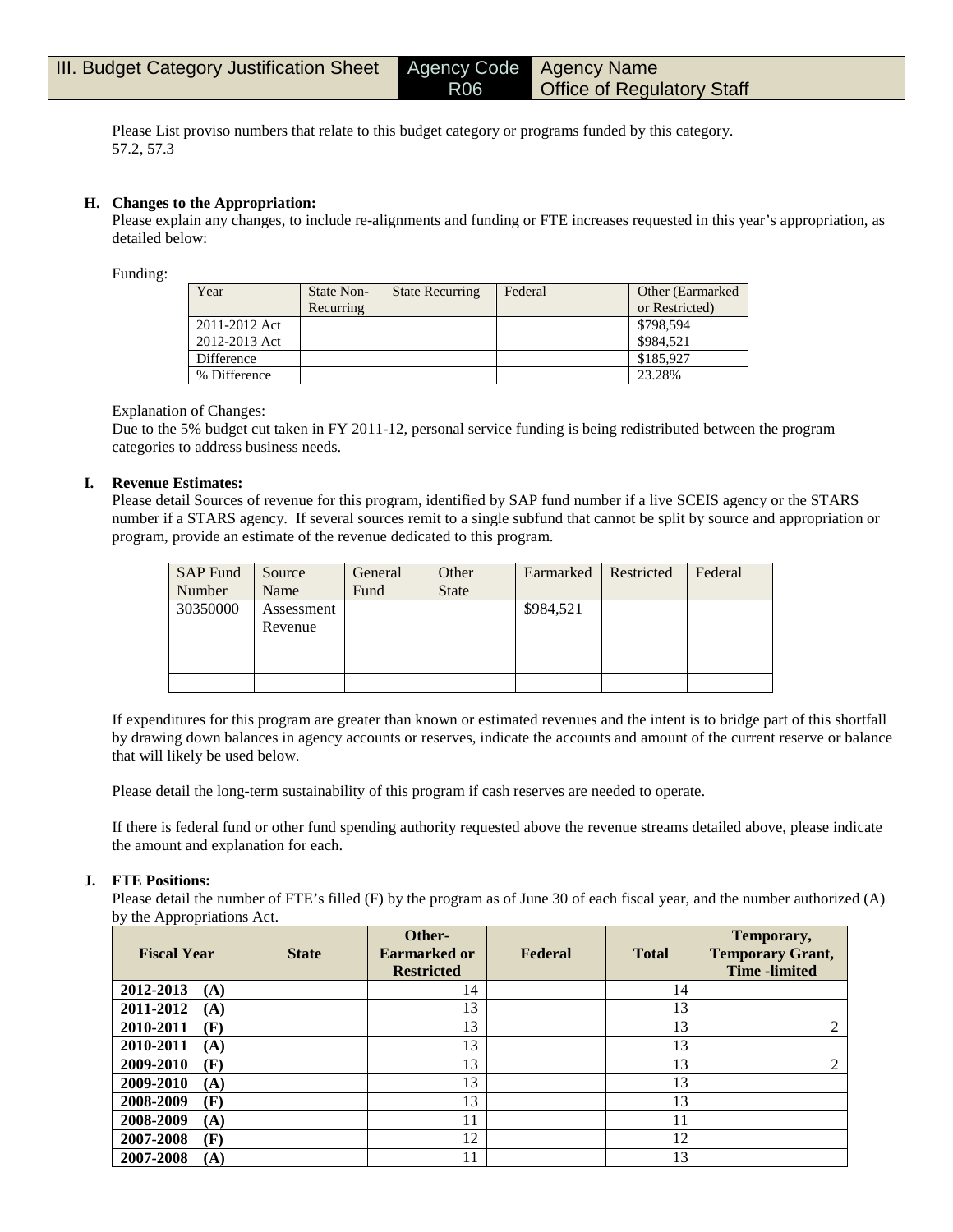| III. Budget Category Justification Sheet | Agency Code R06 | Agency Name Office of Regulatory Staff |
|---|---|---|

Please List proviso numbers that relate to this budget category or programs funded by this category.
57.2, 57.3

**H. Changes to the Appropriation:**
Please explain any changes, to include re-alignments and funding or FTE increases requested in this year's appropriation, as detailed below:

Funding:

| Year | State Non-Recurring | State Recurring | Federal | Other (Earmarked or Restricted) |
|---|---|---|---|---|
| 2011-2012 Act | | | | $798,594 |
| 2012-2013 Act | | | | $984,521 |
| Difference | | | | $185,927 |
| % Difference | | | | 23.28% |

Explanation of Changes:
Due to the 5% budget cut taken in FY 2011-12, personal service funding is being redistributed between the program categories to address business needs.

**I. Revenue Estimates:**
Please detail Sources of revenue for this program, identified by SAP fund number if a live SCEIS agency or the STARS number if a STARS agency. If several sources remit to a single subfund that cannot be split by source and appropriation or program, provide an estimate of the revenue dedicated to this program.

| SAP Fund Number | Source Name | General Fund | Other State | Earmarked | Restricted | Federal |
|---|---|---|---|---|---|---|
| 30350000 | Assessment Revenue | | | $984,521 | | |
| | | | | | | |
| | | | | | | |
| | | | | | | |

If expenditures for this program are greater than known or estimated revenues and the intent is to bridge part of this shortfall by drawing down balances in agency accounts or reserves, indicate the accounts and amount of the current reserve or balance that will likely be used below.

Please detail the long-term sustainability of this program if cash reserves are needed to operate.

If there is federal fund or other fund spending authority requested above the revenue streams detailed above, please indicate the amount and explanation for each.

**J. FTE Positions:**
Please detail the number of FTE's filled (F) by the program as of June 30 of each fiscal year, and the number authorized (A) by the Appropriations Act.

| Fiscal Year | State | Other-Earmarked or Restricted | Federal | Total | Temporary, Temporary Grant, Time -limited |
|---|---|---|---|---|---|
| **2012-2013 (A)** | | 14 | | 14 | |
| **2011-2012 (A)** | | 13 | | 13 | |
| **2010-2011 (F)** | | 13 | | 13 | 2 |
| **2010-2011 (A)** | | 13 | | 13 | |
| **2009-2010 (F)** | | 13 | | 13 | 2 |
| **2009-2010 (A)** | | 13 | | 13 | |
| **2008-2009 (F)** | | 13 | | 13 | |
| **2008-2009 (A)** | | 11 | | 11 | |
| **2007-2008 (F)** | | 12 | | 12 | |
| **2007-2008 (A)** | | 11 | | 13 | |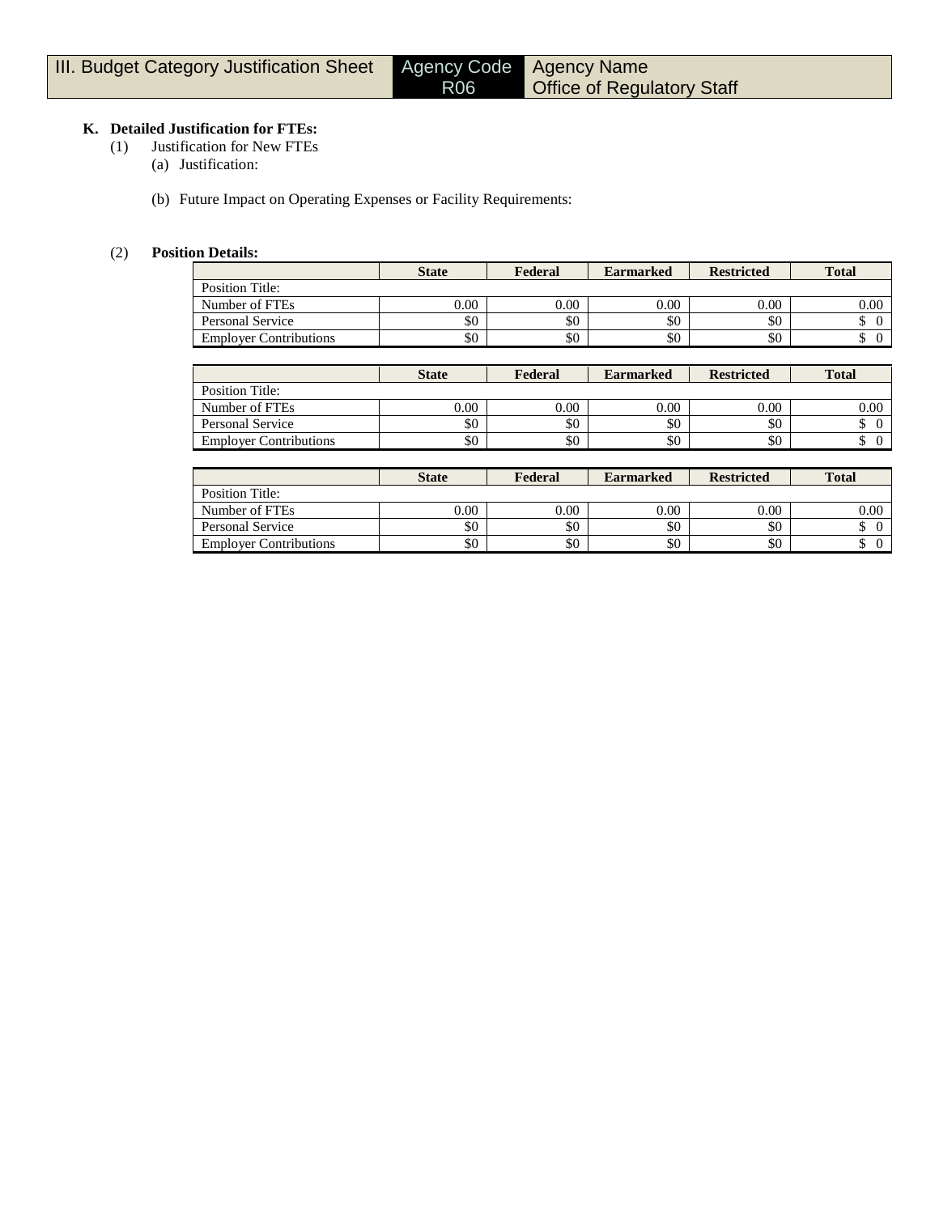| III. Budget Category Justification Sheet | Agency Code R06 | Agency Name Office of Regulatory Staff |
|---|---|---|

**K. Detailed Justification for FTEs:**

(1) Justification for New FTEs

(a) Justification:

(b) Future Impact on Operating Expenses or Facility Requirements:

(2) **Position Details:**

| | State | Federal | Earmarked | Restricted | Total |
|---|---|---|---|---|---|
| Position Title: | | | | | |
| Number of FTEs | 0.00 | 0.00 | 0.00 | 0.00 | 0.00 |
| Personal Service | $0 | $0 | $0 | $0 | $ 0 |
| Employer Contributions | $0 | $0 | $0 | $0 | $ 0 |

| | State | Federal | Earmarked | Restricted | Total |
|---|---|---|---|---|---|
| Position Title: | | | | | |
| Number of FTEs | 0.00 | 0.00 | 0.00 | 0.00 | 0.00 |
| Personal Service | $0 | $0 | $0 | $0 | $ 0 |
| Employer Contributions | $0 | $0 | $0 | $0 | $ 0 |

| | State | Federal | Earmarked | Restricted | Total |
|---|---|---|---|---|---|
| Position Title: | | | | | |
| Number of FTEs | 0.00 | 0.00 | 0.00 | 0.00 | 0.00 |
| Personal Service | $0 | $0 | $0 | $0 | $ 0 |
| Employer Contributions | $0 | $0 | $0 | $0 | $ 0 |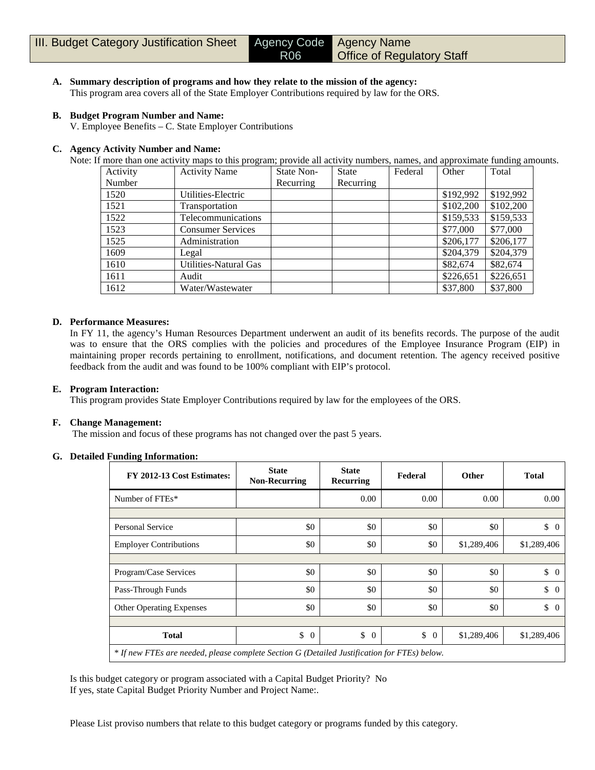| III. Budget Category Justification Sheet | Agency Code R06 | Agency Name Office of Regulatory Staff |
|---|---|---|

**A. Summary description of programs and how they relate to the mission of the agency:**
This program area covers all of the State Employer Contributions required by law for the ORS.

**B. Budget Program Number and Name:**
V. Employee Benefits – C. State Employer Contributions

**C. Agency Activity Number and Name:**
Note: If more than one activity maps to this program; provide all activity numbers, names, and approximate funding amounts.

| Activity Number | Activity Name | State Non-Recurring | State Recurring | Federal | Other | Total |
|---|---|---|---|---|---|---|
| 1520 | Utilities-Electric | | | | $192,992 | $192,992 |
| 1521 | Transportation | | | | $102,200 | $102,200 |
| 1522 | Telecommunications | | | | $159,533 | $159,533 |
| 1523 | Consumer Services | | | | $77,000 | $77,000 |
| 1525 | Administration | | | | $206,177 | $206,177 |
| 1609 | Legal | | | | $204,379 | $204,379 |
| 1610 | Utilities-Natural Gas | | | | $82,674 | $82,674 |
| 1611 | Audit | | | | $226,651 | $226,651 |
| 1612 | Water/Wastewater | | | | $37,800 | $37,800 |

**D. Performance Measures:**
In FY 11, the agency's Human Resources Department underwent an audit of its benefits records. The purpose of the audit was to ensure that the ORS complies with the policies and procedures of the Employee Insurance Program (EIP) in maintaining proper records pertaining to enrollment, notifications, and document retention. The agency received positive feedback from the audit and was found to be 100% compliant with EIP's protocol.

**E. Program Interaction:**
This program provides State Employer Contributions required by law for the employees of the ORS.

**F. Change Management:**
The mission and focus of these programs has not changed over the past 5 years.

**G. Detailed Funding Information:**

| FY 2012-13 Cost Estimates: | State Non-Recurring | State Recurring | Federal | Other | Total |
|---|---|---|---|---|---|
| Number of FTEs* | | 0.00 | 0.00 | 0.00 | 0.00 |
| | | | | | |
| Personal Service | $0 | $0 | $0 | $0 | $ 0 |
| Employer Contributions | $0 | $0 | $0 | $1,289,406 | $1,289,406 |
| | | | | | |
| Program/Case Services | $0 | $0 | $0 | $0 | $ 0 |
| Pass-Through Funds | $0 | $0 | $0 | $0 | $ 0 |
| Other Operating Expenses | $0 | $0 | $0 | $0 | $ 0 |
| | | | | | |
| **Total** | $ 0 | $ 0 | $ 0 | $1,289,406 | $1,289,406 |

*\* If new FTEs are needed, please complete Section G (Detailed Justification for FTEs) below.*

Is this budget category or program associated with a Capital Budget Priority? No
If yes, state Capital Budget Priority Number and Project Name:.

Please List proviso numbers that relate to this budget category or programs funded by this category.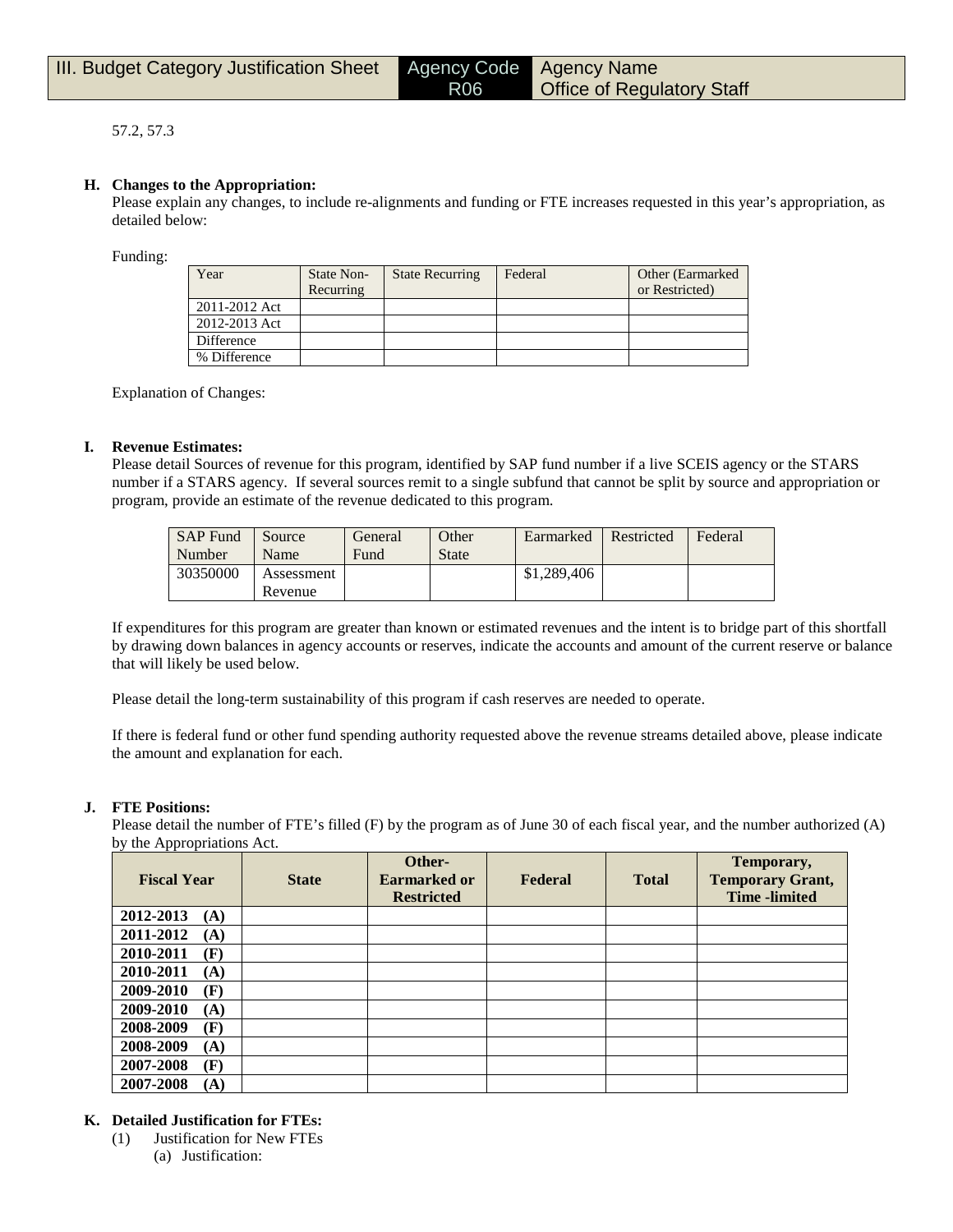| III. Budget Category Justification Sheet | Agency Code R06 | Agency Name Office of Regulatory Staff |
|---|---|---|

57.2, 57.3

**H. Changes to the Appropriation:**

Please explain any changes, to include re-alignments and funding or FTE increases requested in this year's appropriation, as detailed below:

Funding:

| Year | State Non-Recurring | State Recurring | Federal | Other (Earmarked or Restricted) |
|---|---|---|---|---|
| 2011-2012 Act | | | | |
| 2012-2013 Act | | | | |
| Difference | | | | |
| % Difference | | | | |

Explanation of Changes:

**I. Revenue Estimates:**

Please detail Sources of revenue for this program, identified by SAP fund number if a live SCEIS agency or the STARS number if a STARS agency. If several sources remit to a single subfund that cannot be split by source and appropriation or program, provide an estimate of the revenue dedicated to this program.

| SAP Fund Number | Source Name | General Fund | Other State | Earmarked | Restricted | Federal |
|---|---|---|---|---|---|---|
| 30350000 | Assessment Revenue | | | $1,289,406 | | |

If expenditures for this program are greater than known or estimated revenues and the intent is to bridge part of this shortfall by drawing down balances in agency accounts or reserves, indicate the accounts and amount of the current reserve or balance that will likely be used below.

Please detail the long-term sustainability of this program if cash reserves are needed to operate.

If there is federal fund or other fund spending authority requested above the revenue streams detailed above, please indicate the amount and explanation for each.

**J. FTE Positions:**

Please detail the number of FTE's filled (F) by the program as of June 30 of each fiscal year, and the number authorized (A) by the Appropriations Act.

| Fiscal Year | State | Other-Earmarked or Restricted | Federal | Total | Temporary, Temporary Grant, Time -limited |
|---|---|---|---|---|---|
| **2012-2013 (A)** | | | | | |
| **2011-2012 (A)** | | | | | |
| **2010-2011 (F)** | | | | | |
| **2010-2011 (A)** | | | | | |
| **2009-2010 (F)** | | | | | |
| **2009-2010 (A)** | | | | | |
| **2008-2009 (F)** | | | | | |
| **2008-2009 (A)** | | | | | |
| **2007-2008 (F)** | | | | | |
| **2007-2008 (A)** | | | | | |

**K. Detailed Justification for FTEs:**

(1) Justification for New FTEs

(a) Justification: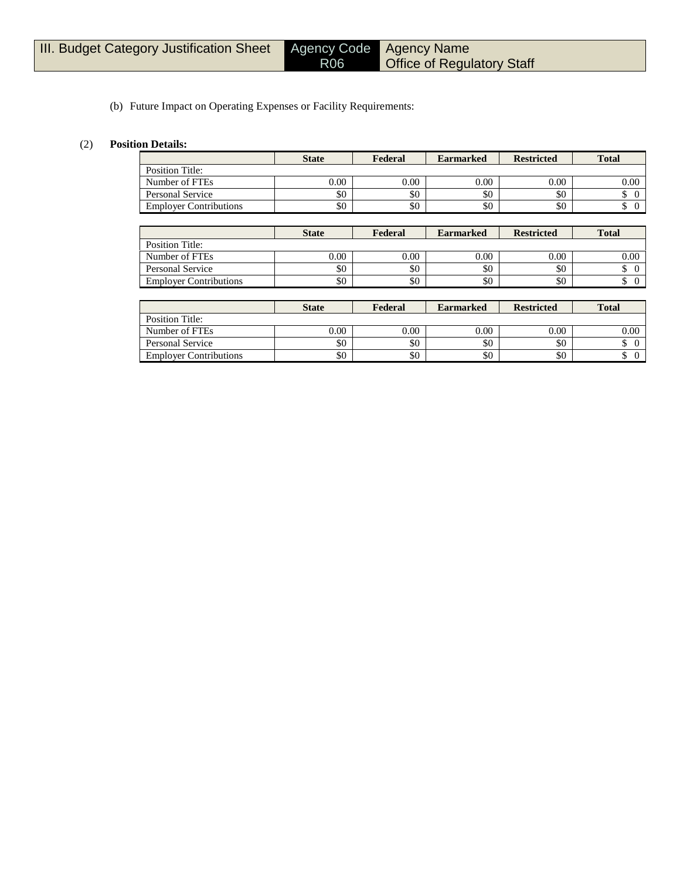| III. Budget Category Justification Sheet | Agency Code R06 | Agency Name Office of Regulatory Staff |
|---|---|---|

(b) Future Impact on Operating Expenses or Facility Requirements:

(2) **Position Details:**

| | State | Federal | Earmarked | Restricted | Total |
|---|---|---|---|---|---|
| Position Title: | | | | | |
| Number of FTEs | 0.00 | 0.00 | 0.00 | 0.00 | 0.00 |
| Personal Service | $0 | $0 | $0 | $0 | $ 0 |
| Employer Contributions | $0 | $0 | $0 | $0 | $ 0 |

| | State | Federal | Earmarked | Restricted | Total |
|---|---|---|---|---|---|
| Position Title: | | | | | |
| Number of FTEs | 0.00 | 0.00 | 0.00 | 0.00 | 0.00 |
| Personal Service | $0 | $0 | $0 | $0 | $ 0 |
| Employer Contributions | $0 | $0 | $0 | $0 | $ 0 |

| | State | Federal | Earmarked | Restricted | Total |
|---|---|---|---|---|---|
| Position Title: | | | | | |
| Number of FTEs | 0.00 | 0.00 | 0.00 | 0.00 | 0.00 |
| Personal Service | $0 | $0 | $0 | $0 | $ 0 |
| Employer Contributions | $0 | $0 | $0 | $0 | $ 0 |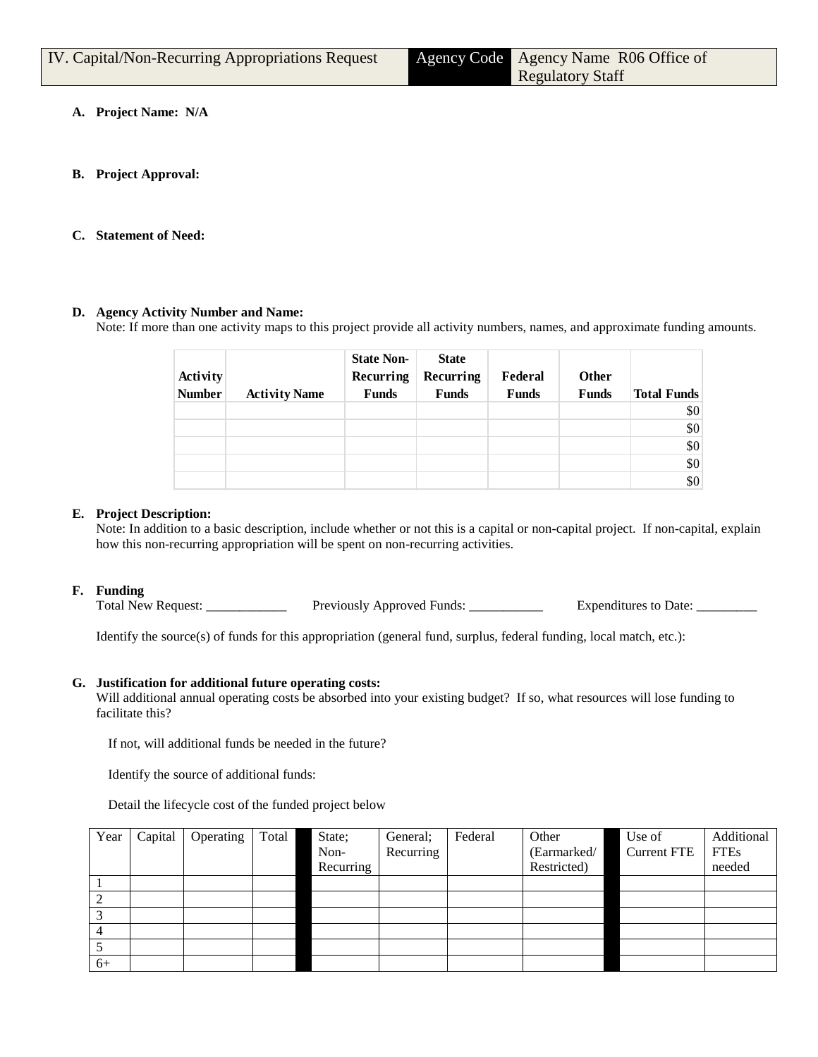| IV. Capital/Non-Recurring Appropriations Request | Agency Code | Agency Name R06 Office of Regulatory Staff |
|---|---|---|

**A. Project Name: N/A**

**B. Project Approval:**

**C. Statement of Need:**

**D. Agency Activity Number and Name:**
Note: If more than one activity maps to this project provide all activity numbers, names, and approximate funding amounts.

| Activity Number | Activity Name | State Non-Recurring Funds | State Recurring Funds | Federal Funds | Other Funds | Total Funds |
|---|---|---|---|---|---|---|
| | | | | | | $0 |
| | | | | | | $0 |
| | | | | | | $0 |
| | | | | | | $0 |
| | | | | | | $0 |

**E. Project Description:**
Note: In addition to a basic description, include whether or not this is a capital or non-capital project. If non-capital, explain how this non-recurring appropriation will be spent on non-recurring activities.

**F. Funding**
Total New Request: ____________ Previously Approved Funds: ___________ Expenditures to Date: _________

Identify the source(s) of funds for this appropriation (general fund, surplus, federal funding, local match, etc.):

**G. Justification for additional future operating costs:**
Will additional annual operating costs be absorbed into your existing budget? If so, what resources will lose funding to facilitate this?

If not, will additional funds be needed in the future?

Identify the source of additional funds:

Detail the lifecycle cost of the funded project below

| Year | Capital | Operating | Total | | State; Non-Recurring | General; Recurring | Federal | Other (Earmarked/ Restricted) | | Use of Current FTE | Additional FTEs needed |
|---|---|---|---|---|---|---|---|---|---|---|---|
| 1 | | | | | | | | | | | |
| 2 | | | | | | | | | | | |
| 3 | | | | | | | | | | | |
| 4 | | | | | | | | | | | |
| 5 | | | | | | | | | | | |
| 6+ | | | | | | | | | | | |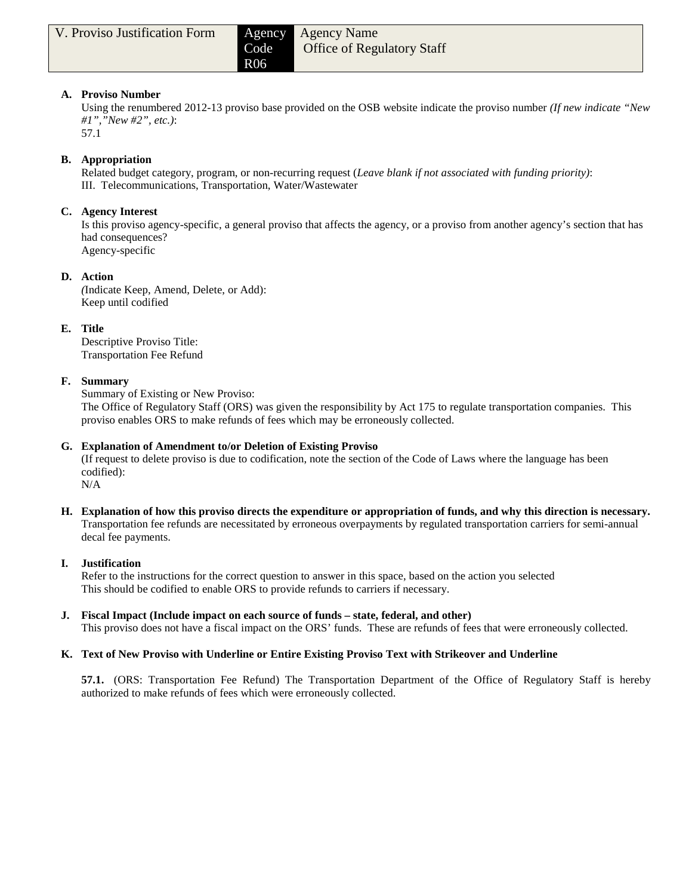| V. Proviso Justification Form | Agency Code R06 | Agency Name Office of Regulatory Staff |
|---|---|---|

**A. Proviso Number**

Using the renumbered 2012-13 proviso base provided on the OSB website indicate the proviso number *(If new indicate "New #1","New #2", etc.)*:
57.1

**B. Appropriation**

Related budget category, program, or non-recurring request (*Leave blank if not associated with funding priority)*:
III. Telecommunications, Transportation, Water/Wastewater

**C. Agency Interest**

Is this proviso agency-specific, a general proviso that affects the agency, or a proviso from another agency's section that has had consequences?
Agency-specific

**D. Action**

(Indicate Keep, Amend, Delete, or Add):
Keep until codified

**E. Title**

Descriptive Proviso Title:
Transportation Fee Refund

**F. Summary**

Summary of Existing or New Proviso:
The Office of Regulatory Staff (ORS) was given the responsibility by Act 175 to regulate transportation companies. This proviso enables ORS to make refunds of fees which may be erroneously collected.

**G. Explanation of Amendment to/or Deletion of Existing Proviso**

(If request to delete proviso is due to codification, note the section of the Code of Laws where the language has been codified):
N/A

**H. Explanation of how this proviso directs the expenditure or appropriation of funds, and why this direction is necessary.**
Transportation fee refunds are necessitated by erroneous overpayments by regulated transportation carriers for semi-annual decal fee payments.

**I. Justification**

Refer to the instructions for the correct question to answer in this space, based on the action you selected
This should be codified to enable ORS to provide refunds to carriers if necessary.

**J. Fiscal Impact (Include impact on each source of funds – state, federal, and other)**
This proviso does not have a fiscal impact on the ORS' funds. These are refunds of fees that were erroneously collected.

**K. Text of New Proviso with Underline or Entire Existing Proviso Text with Strikeover and Underline**

**57.1.** (ORS: Transportation Fee Refund) The Transportation Department of the Office of Regulatory Staff is hereby authorized to make refunds of fees which were erroneously collected.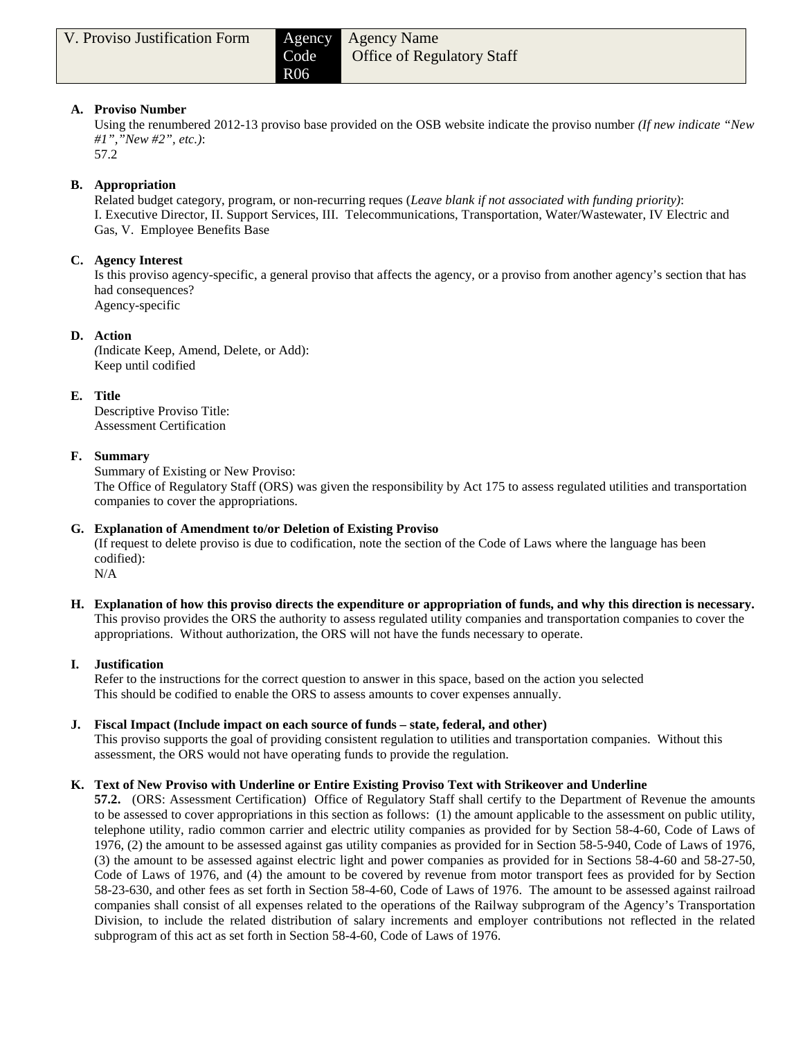| V. Proviso Justification Form | Agency Code R06 | Agency Name Office of Regulatory Staff |
|---|---|---|

**A. Proviso Number**

Using the renumbered 2012-13 proviso base provided on the OSB website indicate the proviso number *(If new indicate "New #1","New #2", etc.)*:
57.2

**B. Appropriation**

Related budget category, program, or non-recurring reques (*Leave blank if not associated with funding priority)*:
I. Executive Director, II. Support Services, III. Telecommunications, Transportation, Water/Wastewater, IV Electric and Gas, V. Employee Benefits Base

**C. Agency Interest**

Is this proviso agency-specific, a general proviso that affects the agency, or a proviso from another agency's section that has had consequences?
Agency-specific

**D. Action**

*(*Indicate Keep, Amend, Delete, or Add):
Keep until codified

**E. Title**

Descriptive Proviso Title:
Assessment Certification

**F. Summary**

Summary of Existing or New Proviso:
The Office of Regulatory Staff (ORS) was given the responsibility by Act 175 to assess regulated utilities and transportation companies to cover the appropriations.

**G. Explanation of Amendment to/or Deletion of Existing Proviso**

(If request to delete proviso is due to codification, note the section of the Code of Laws where the language has been codified):
N/A

**H. Explanation of how this proviso directs the expenditure or appropriation of funds, and why this direction is necessary.**

This proviso provides the ORS the authority to assess regulated utility companies and transportation companies to cover the appropriations. Without authorization, the ORS will not have the funds necessary to operate.

**I. Justification**

Refer to the instructions for the correct question to answer in this space, based on the action you selected
This should be codified to enable the ORS to assess amounts to cover expenses annually.

**J. Fiscal Impact (Include impact on each source of funds – state, federal, and other)**

This proviso supports the goal of providing consistent regulation to utilities and transportation companies. Without this assessment, the ORS would not have operating funds to provide the regulation.

**K. Text of New Proviso with Underline or Entire Existing Proviso Text with Strikeover and Underline**

**57.2.** (ORS: Assessment Certification) Office of Regulatory Staff shall certify to the Department of Revenue the amounts to be assessed to cover appropriations in this section as follows: (1) the amount applicable to the assessment on public utility, telephone utility, radio common carrier and electric utility companies as provided for by Section 58-4-60, Code of Laws of 1976, (2) the amount to be assessed against gas utility companies as provided for in Section 58-5-940, Code of Laws of 1976, (3) the amount to be assessed against electric light and power companies as provided for in Sections 58-4-60 and 58-27-50, Code of Laws of 1976, and (4) the amount to be covered by revenue from motor transport fees as provided for by Section 58-23-630, and other fees as set forth in Section 58-4-60, Code of Laws of 1976. The amount to be assessed against railroad companies shall consist of all expenses related to the operations of the Railway subprogram of the Agency's Transportation Division, to include the related distribution of salary increments and employer contributions not reflected in the related subprogram of this act as set forth in Section 58-4-60, Code of Laws of 1976.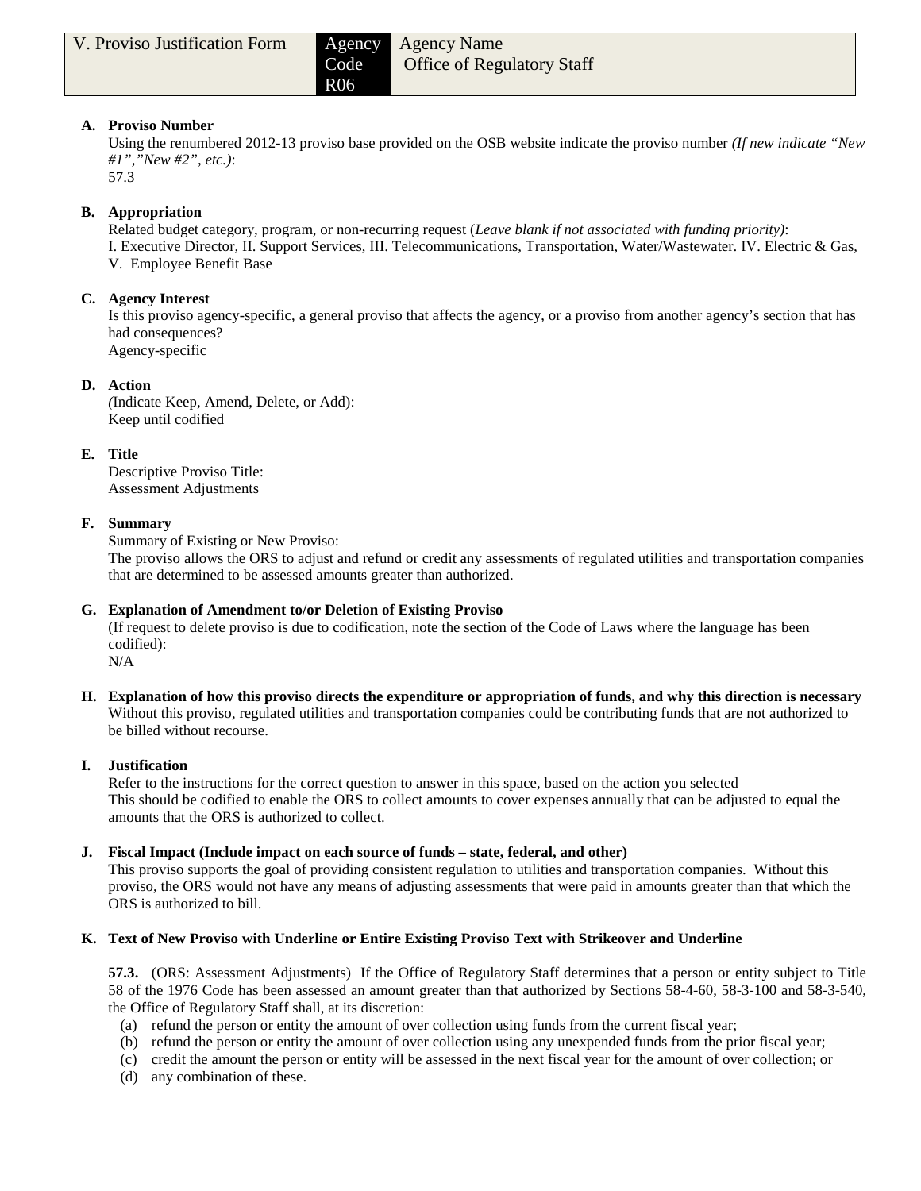| V. Proviso Justification Form | Agency Code R06 | Agency Name Office of Regulatory Staff |
|---|---|---|

**A. Proviso Number**

Using the renumbered 2012-13 proviso base provided on the OSB website indicate the proviso number *(If new indicate "New #1","New #2", etc.)*:
57.3

**B. Appropriation**

Related budget category, program, or non-recurring request (*Leave blank if not associated with funding priority)*:
I. Executive Director, II. Support Services, III. Telecommunications, Transportation, Water/Wastewater. IV. Electric & Gas, V. Employee Benefit Base

**C. Agency Interest**

Is this proviso agency-specific, a general proviso that affects the agency, or a proviso from another agency's section that has had consequences?
Agency-specific

**D. Action**

*(*Indicate Keep, Amend, Delete, or Add):
Keep until codified

**E. Title**

Descriptive Proviso Title:
Assessment Adjustments

**F. Summary**

Summary of Existing or New Proviso:
The proviso allows the ORS to adjust and refund or credit any assessments of regulated utilities and transportation companies that are determined to be assessed amounts greater than authorized.

**G. Explanation of Amendment to/or Deletion of Existing Proviso**

(If request to delete proviso is due to codification, note the section of the Code of Laws where the language has been codified):
N/A

**H. Explanation of how this proviso directs the expenditure or appropriation of funds, and why this direction is necessary**

Without this proviso, regulated utilities and transportation companies could be contributing funds that are not authorized to be billed without recourse.

**I. Justification**

Refer to the instructions for the correct question to answer in this space, based on the action you selected
This should be codified to enable the ORS to collect amounts to cover expenses annually that can be adjusted to equal the amounts that the ORS is authorized to collect.

**J. Fiscal Impact (Include impact on each source of funds – state, federal, and other)**

This proviso supports the goal of providing consistent regulation to utilities and transportation companies. Without this proviso, the ORS would not have any means of adjusting assessments that were paid in amounts greater than that which the ORS is authorized to bill.

**K. Text of New Proviso with Underline or Entire Existing Proviso Text with Strikeover and Underline**

**57.3.** (ORS: Assessment Adjustments) If the Office of Regulatory Staff determines that a person or entity subject to Title 58 of the 1976 Code has been assessed an amount greater than that authorized by Sections 58-4-60, 58-3-100 and 58-3-540, the Office of Regulatory Staff shall, at its discretion:

(a) refund the person or entity the amount of over collection using funds from the current fiscal year;
(b) refund the person or entity the amount of over collection using any unexpended funds from the prior fiscal year;
(c) credit the amount the person or entity will be assessed in the next fiscal year for the amount of over collection; or
(d) any combination of these.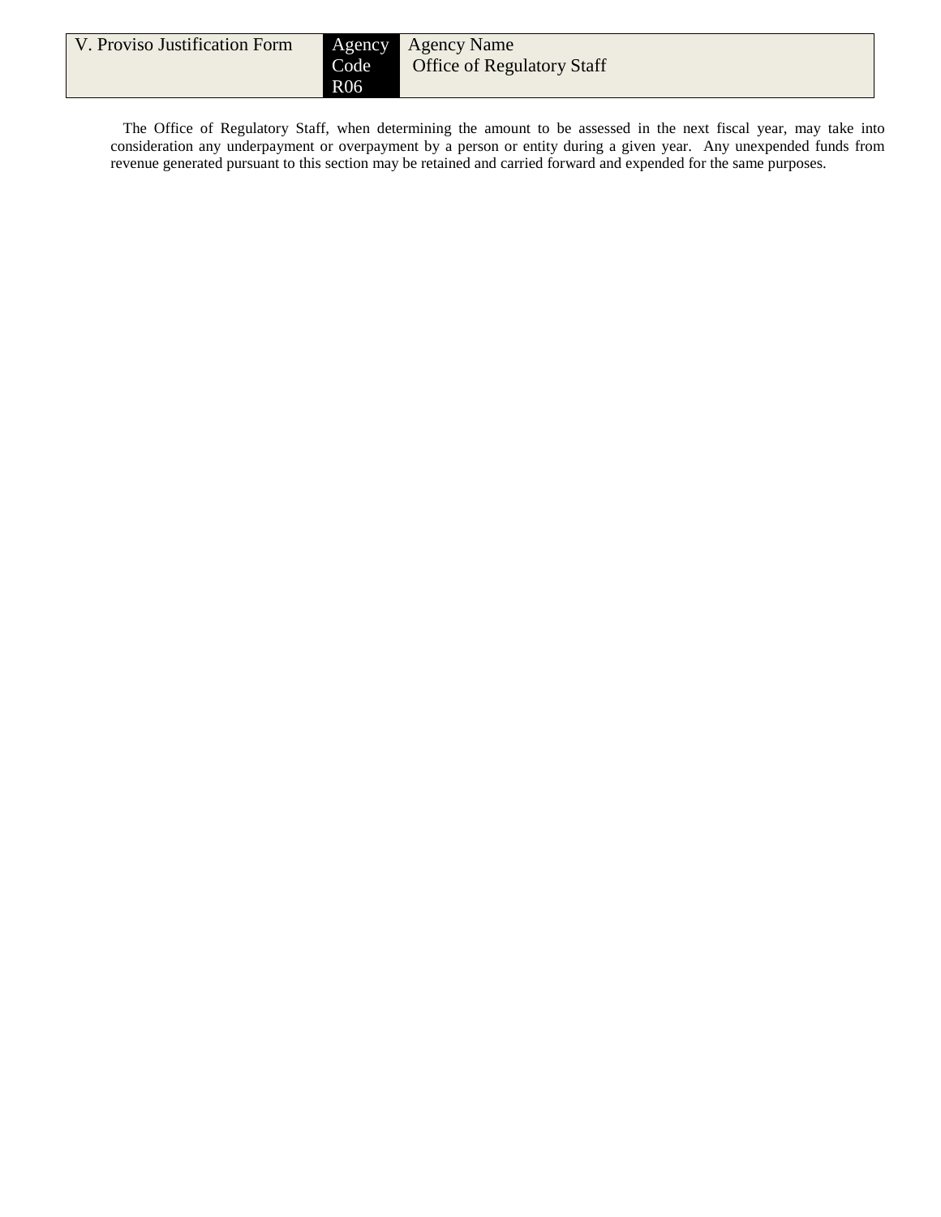| V. Proviso Justification Form | Agency Code R06 | Agency Name Office of Regulatory Staff |
|---|---|---|

The Office of Regulatory Staff, when determining the amount to be assessed in the next fiscal year, may take into consideration any underpayment or overpayment by a person or entity during a given year. Any unexpended funds from revenue generated pursuant to this section may be retained and carried forward and expended for the same purposes.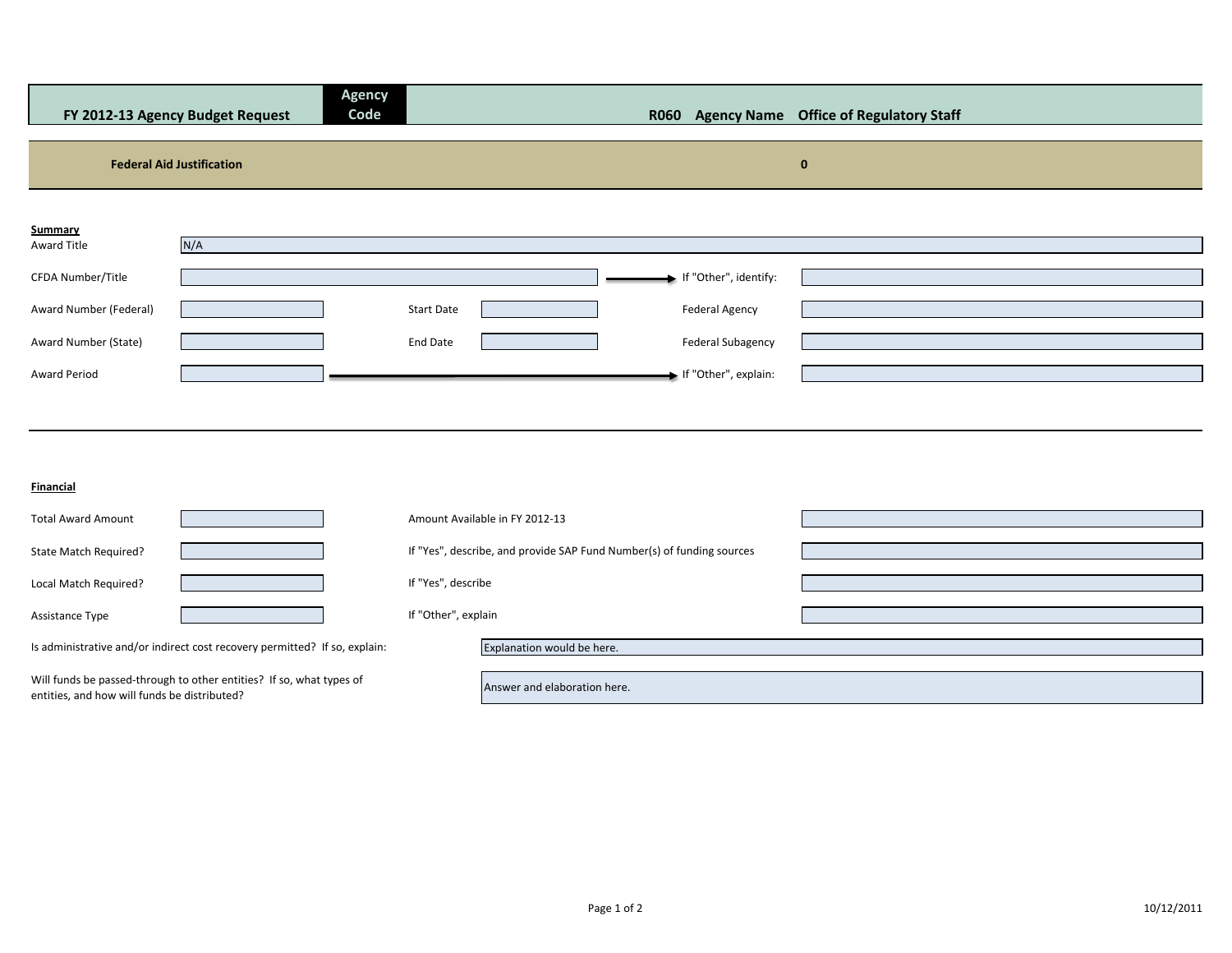| FY 2012-13 Agency Budget Request | Agency Code | R060 | Agency Name | Office of Regulatory Staff |
|---|---|---|---|---|

**Federal Aid Justification** 0

**Summary**

| | | | | | |
|---|---|---|---|---|---|
| Award Title | N/A | | | | |
| CFDA Number/Title | | | | If "Other", identify: | |
| Award Number (Federal) | | Start Date | | Federal Agency | |
| Award Number (State) | | End Date | | Federal Subagency | |
| Award Period | | | | If "Other", explain: | |

**Financial**

| | | | |
|---|---|---|---|
| Total Award Amount | | Amount Available in FY 2012-13 | |
| State Match Required? | | If "Yes", describe, and provide SAP Fund Number(s) of funding sources | |
| Local Match Required? | | If "Yes", describe | |
| Assistance Type | | If "Other", explain | |

Is administrative and/or indirect cost recovery permitted? If so, explain: Explanation would be here.

Will funds be passed-through to other entities? If so, what types of entities, and how will funds be distributed? Answer and elaboration here.

10/12/2011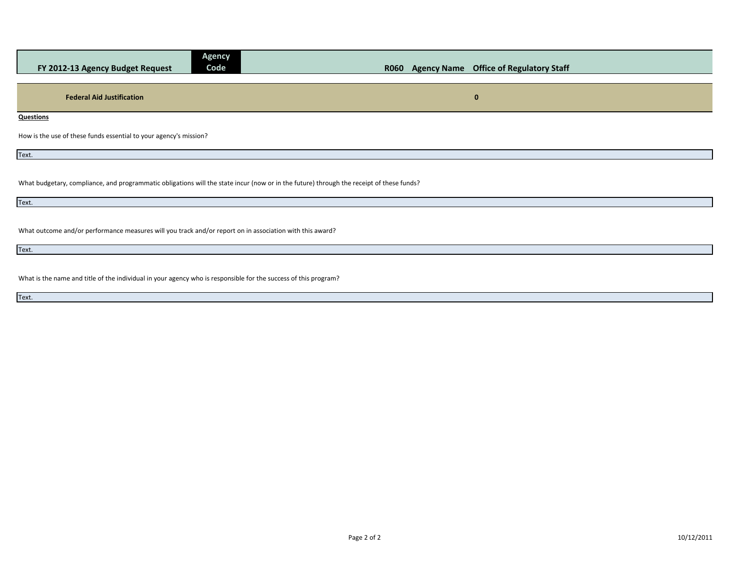| FY 2012-13 Agency Budget Request | Agency Code | R060 | Agency Name | Office of Regulatory Staff |
| --- | --- | --- | --- | --- |

**Federal Aid Justification** 0

**Questions**

How is the use of these funds essential to your agency's mission?

Text.

What budgetary, compliance, and programmatic obligations will the state incur (now or in the future) through the receipt of these funds?

Text.

What outcome and/or performance measures will you track and/or report on in association with this award?

Text.

What is the name and title of the individual in your agency who is responsible for the success of this program?

Text.

10/12/2011